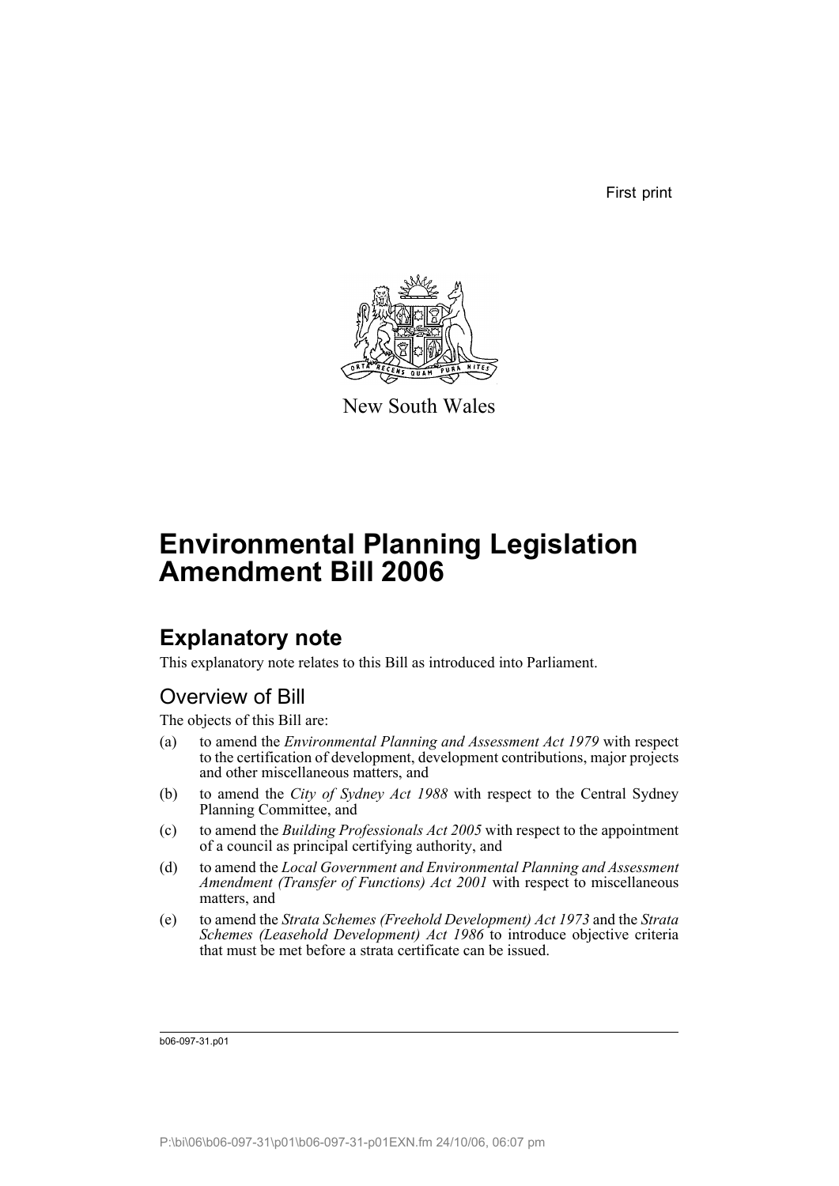First print

New South Wales

# Environmental Planning Legislation Amendment Bill 2006

## Explanatory note

This explanatory note relates to this Bill as introduced into Parliament.

### Overview of Bill

The objects of this Bill are:

(a) to amend the *Environmental Planning and Assessment Act 1979* with respect to the certification of development, development contributions, major projects and other miscellaneous matters, and

(b) to amend the *City of Sydney Act 1988* with respect to the Central Sydney Planning Committee, and

(c) to amend the *Building Professionals Act 2005* with respect to the appointment of a council as principal certifying authority, and

(d) to amend the *Local Government and Environmental Planning and Assessment Amendment (Transfer of Functions) Act 2001* with respect to miscellaneous matters, and

(e) to amend the *Strata Schemes (Freehold Development) Act 1973* and the *Strata Schemes (Leasehold Development) Act 1986* to introduce objective criteria that must be met before a strata certificate can be issued.

b06-097-31.p01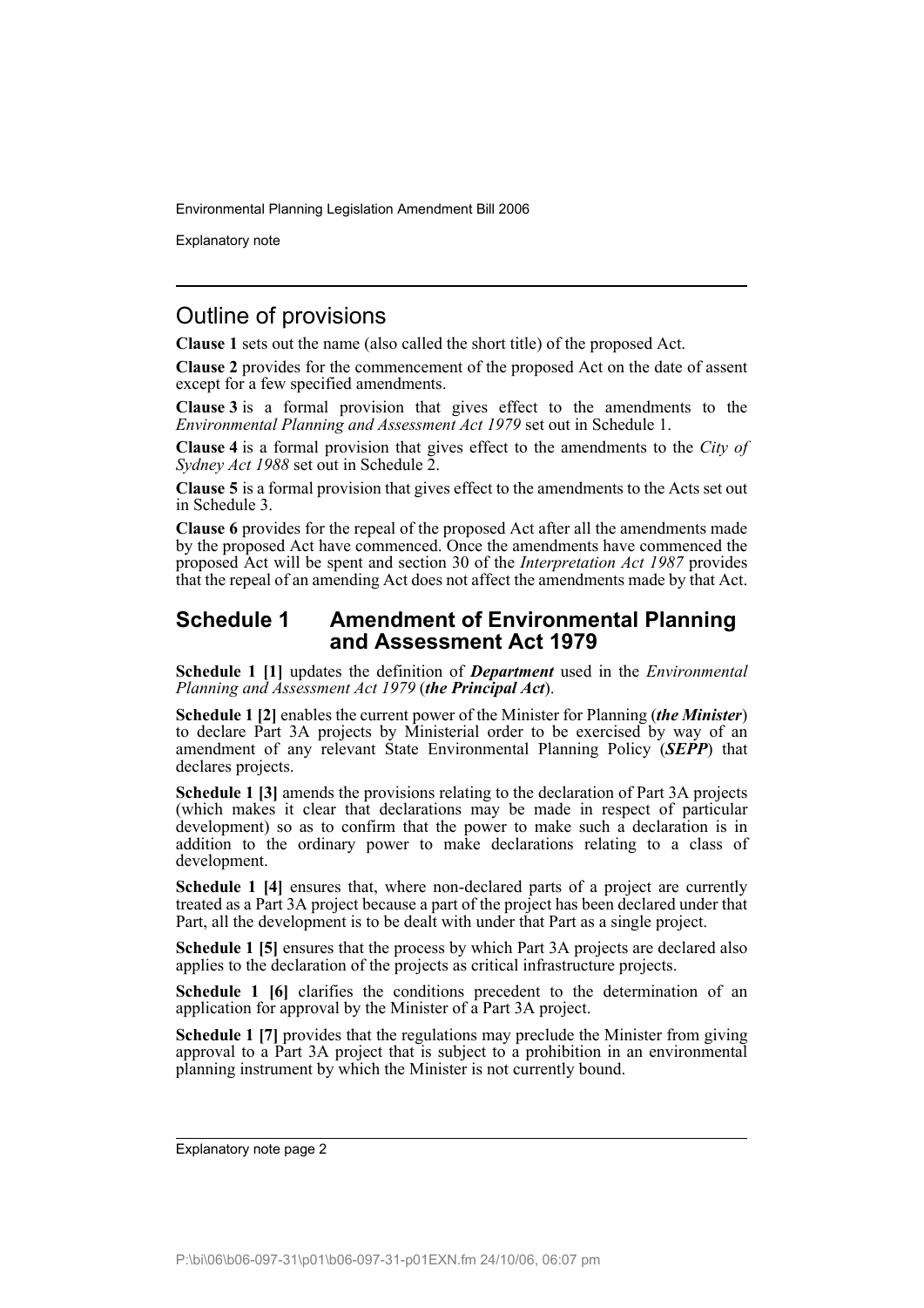## Outline of provisions

**Clause 1** sets out the name (also called the short title) of the proposed Act.

**Clause 2** provides for the commencement of the proposed Act on the date of assent except for a few specified amendments.

**Clause 3** is a formal provision that gives effect to the amendments to the *Environmental Planning and Assessment Act 1979* set out in Schedule 1.

**Clause 4** is a formal provision that gives effect to the amendments to the *City of Sydney Act 1988* set out in Schedule 2.

**Clause 5** is a formal provision that gives effect to the amendments to the Acts set out in Schedule 3.

**Clause 6** provides for the repeal of the proposed Act after all the amendments made by the proposed Act have commenced. Once the amendments have commenced the proposed Act will be spent and section 30 of the *Interpretation Act 1987* provides that the repeal of an amending Act does not affect the amendments made by that Act.

## Schedule 1 Amendment of Environmental Planning and Assessment Act 1979

**Schedule 1 [1]** updates the definition of ***Department*** used in the *Environmental Planning and Assessment Act 1979* (***the Principal Act***).

**Schedule 1 [2]** enables the current power of the Minister for Planning (***the Minister***) to declare Part 3A projects by Ministerial order to be exercised by way of an amendment of any relevant State Environmental Planning Policy (***SEPP***) that declares projects.

**Schedule 1 [3]** amends the provisions relating to the declaration of Part 3A projects (which makes it clear that declarations may be made in respect of particular development) so as to confirm that the power to make such a declaration is in addition to the ordinary power to make declarations relating to a class of development.

**Schedule 1 [4]** ensures that, where non-declared parts of a project are currently treated as a Part 3A project because a part of the project has been declared under that Part, all the development is to be dealt with under that Part as a single project.

**Schedule 1 [5]** ensures that the process by which Part 3A projects are declared also applies to the declaration of the projects as critical infrastructure projects.

**Schedule 1 [6]** clarifies the conditions precedent to the determination of an application for approval by the Minister of a Part 3A project.

**Schedule 1 [7]** provides that the regulations may preclude the Minister from giving approval to a Part 3A project that is subject to a prohibition in an environmental planning instrument by which the Minister is not currently bound.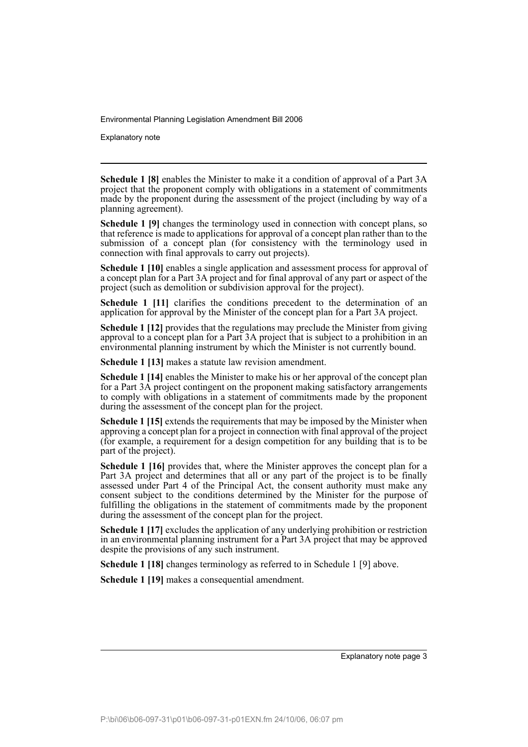**Schedule 1 [8]** enables the Minister to make it a condition of approval of a Part 3A project that the proponent comply with obligations in a statement of commitments made by the proponent during the assessment of the project (including by way of a planning agreement).

**Schedule 1 [9]** changes the terminology used in connection with concept plans, so that reference is made to applications for approval of a concept plan rather than to the submission of a concept plan (for consistency with the terminology used in connection with final approvals to carry out projects).

**Schedule 1 [10]** enables a single application and assessment process for approval of a concept plan for a Part 3A project and for final approval of any part or aspect of the project (such as demolition or subdivision approval for the project).

**Schedule 1 [11]** clarifies the conditions precedent to the determination of an application for approval by the Minister of the concept plan for a Part 3A project.

**Schedule 1 [12]** provides that the regulations may preclude the Minister from giving approval to a concept plan for a Part 3A project that is subject to a prohibition in an environmental planning instrument by which the Minister is not currently bound.

**Schedule 1 [13]** makes a statute law revision amendment.

**Schedule 1 [14]** enables the Minister to make his or her approval of the concept plan for a Part 3A project contingent on the proponent making satisfactory arrangements to comply with obligations in a statement of commitments made by the proponent during the assessment of the concept plan for the project.

**Schedule 1 [15]** extends the requirements that may be imposed by the Minister when approving a concept plan for a project in connection with final approval of the project (for example, a requirement for a design competition for any building that is to be part of the project).

**Schedule 1 [16]** provides that, where the Minister approves the concept plan for a Part 3A project and determines that all or any part of the project is to be finally assessed under Part 4 of the Principal Act, the consent authority must make any consent subject to the conditions determined by the Minister for the purpose of fulfilling the obligations in the statement of commitments made by the proponent during the assessment of the concept plan for the project.

**Schedule 1 [17]** excludes the application of any underlying prohibition or restriction in an environmental planning instrument for a Part 3A project that may be approved despite the provisions of any such instrument.

**Schedule 1 [18]** changes terminology as referred to in Schedule 1 [9] above.

**Schedule 1 [19]** makes a consequential amendment.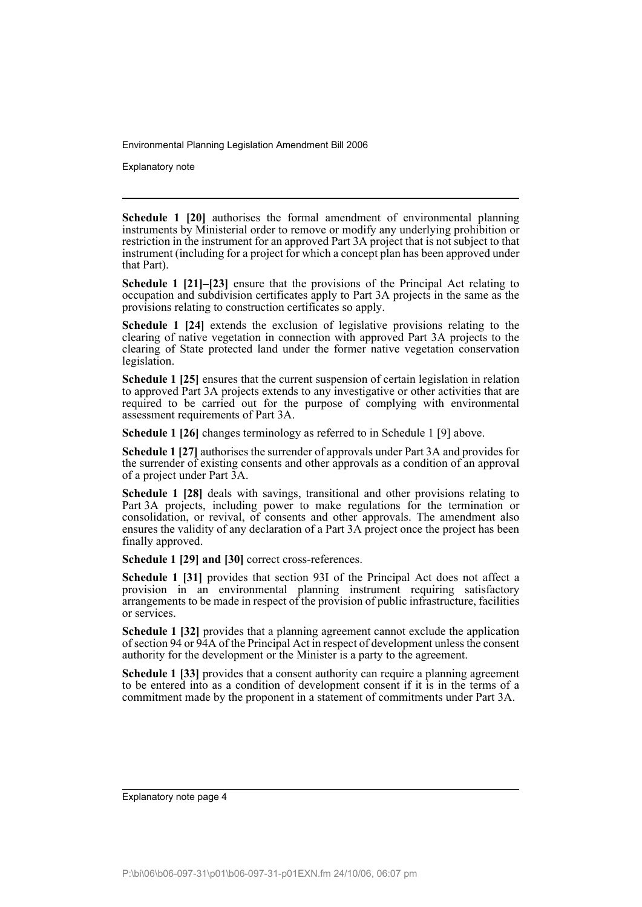**Schedule 1 [20]** authorises the formal amendment of environmental planning instruments by Ministerial order to remove or modify any underlying prohibition or restriction in the instrument for an approved Part 3A project that is not subject to that instrument (including for a project for which a concept plan has been approved under that Part).

**Schedule 1 [21]–[23]** ensure that the provisions of the Principal Act relating to occupation and subdivision certificates apply to Part 3A projects in the same as the provisions relating to construction certificates so apply.

**Schedule 1 [24]** extends the exclusion of legislative provisions relating to the clearing of native vegetation in connection with approved Part 3A projects to the clearing of State protected land under the former native vegetation conservation legislation.

**Schedule 1 [25]** ensures that the current suspension of certain legislation in relation to approved Part 3A projects extends to any investigative or other activities that are required to be carried out for the purpose of complying with environmental assessment requirements of Part 3A.

**Schedule 1 [26]** changes terminology as referred to in Schedule 1 [9] above.

**Schedule 1 [27]** authorises the surrender of approvals under Part 3A and provides for the surrender of existing consents and other approvals as a condition of an approval of a project under Part 3A.

**Schedule 1 [28]** deals with savings, transitional and other provisions relating to Part 3A projects, including power to make regulations for the termination or consolidation, or revival, of consents and other approvals. The amendment also ensures the validity of any declaration of a Part 3A project once the project has been finally approved.

**Schedule 1 [29] and [30]** correct cross-references.

**Schedule 1 [31]** provides that section 93I of the Principal Act does not affect a provision in an environmental planning instrument requiring satisfactory arrangements to be made in respect of the provision of public infrastructure, facilities or services.

**Schedule 1 [32]** provides that a planning agreement cannot exclude the application of section 94 or 94A of the Principal Act in respect of development unless the consent authority for the development or the Minister is a party to the agreement.

**Schedule 1 [33]** provides that a consent authority can require a planning agreement to be entered into as a condition of development consent if it is in the terms of a commitment made by the proponent in a statement of commitments under Part 3A.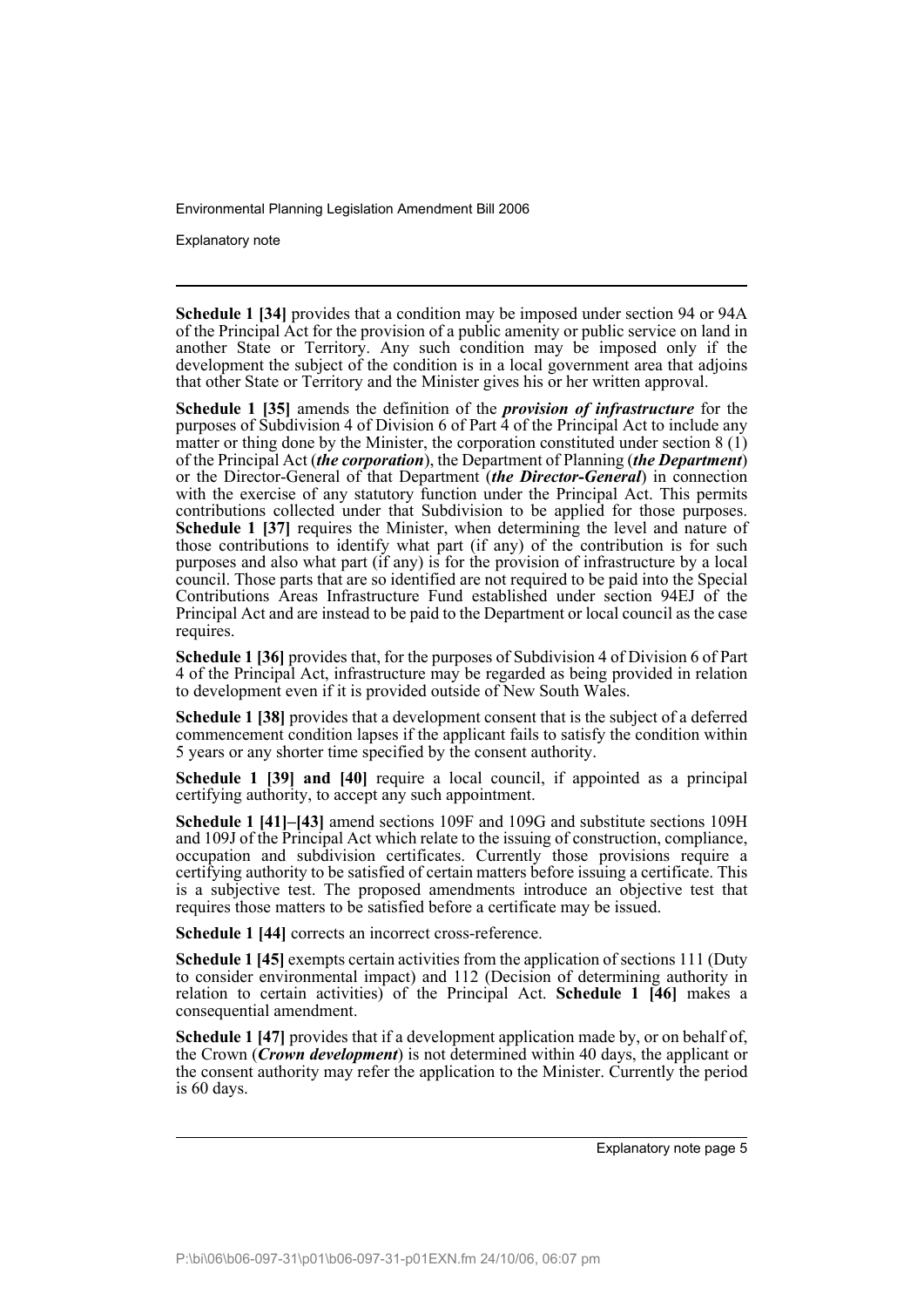**Schedule 1 [34]** provides that a condition may be imposed under section 94 or 94A of the Principal Act for the provision of a public amenity or public service on land in another State or Territory. Any such condition may be imposed only if the development the subject of the condition is in a local government area that adjoins that other State or Territory and the Minister gives his or her written approval.

**Schedule 1 [35]** amends the definition of the ***provision of infrastructure*** for the purposes of Subdivision 4 of Division 6 of Part 4 of the Principal Act to include any matter or thing done by the Minister, the corporation constituted under section 8 (1) of the Principal Act (***the corporation***), the Department of Planning (***the Department***) or the Director-General of that Department (***the Director-General***) in connection with the exercise of any statutory function under the Principal Act. This permits contributions collected under that Subdivision to be applied for those purposes. **Schedule 1 [37]** requires the Minister, when determining the level and nature of those contributions to identify what part (if any) of the contribution is for such purposes and also what part (if any) is for the provision of infrastructure by a local council. Those parts that are so identified are not required to be paid into the Special Contributions Areas Infrastructure Fund established under section 94EJ of the Principal Act and are instead to be paid to the Department or local council as the case requires.

**Schedule 1 [36]** provides that, for the purposes of Subdivision 4 of Division 6 of Part 4 of the Principal Act, infrastructure may be regarded as being provided in relation to development even if it is provided outside of New South Wales.

**Schedule 1 [38]** provides that a development consent that is the subject of a deferred commencement condition lapses if the applicant fails to satisfy the condition within 5 years or any shorter time specified by the consent authority.

**Schedule 1 [39] and [40]** require a local council, if appointed as a principal certifying authority, to accept any such appointment.

**Schedule 1 [41]–[43]** amend sections 109F and 109G and substitute sections 109H and 109J of the Principal Act which relate to the issuing of construction, compliance, occupation and subdivision certificates. Currently those provisions require a certifying authority to be satisfied of certain matters before issuing a certificate. This is a subjective test. The proposed amendments introduce an objective test that requires those matters to be satisfied before a certificate may be issued.

**Schedule 1 [44]** corrects an incorrect cross-reference.

**Schedule 1 [45]** exempts certain activities from the application of sections 111 (Duty to consider environmental impact) and 112 (Decision of determining authority in relation to certain activities) of the Principal Act. **Schedule 1 [46]** makes a consequential amendment.

**Schedule 1 [47]** provides that if a development application made by, or on behalf of, the Crown (***Crown development***) is not determined within 40 days, the applicant or the consent authority may refer the application to the Minister. Currently the period is 60 days.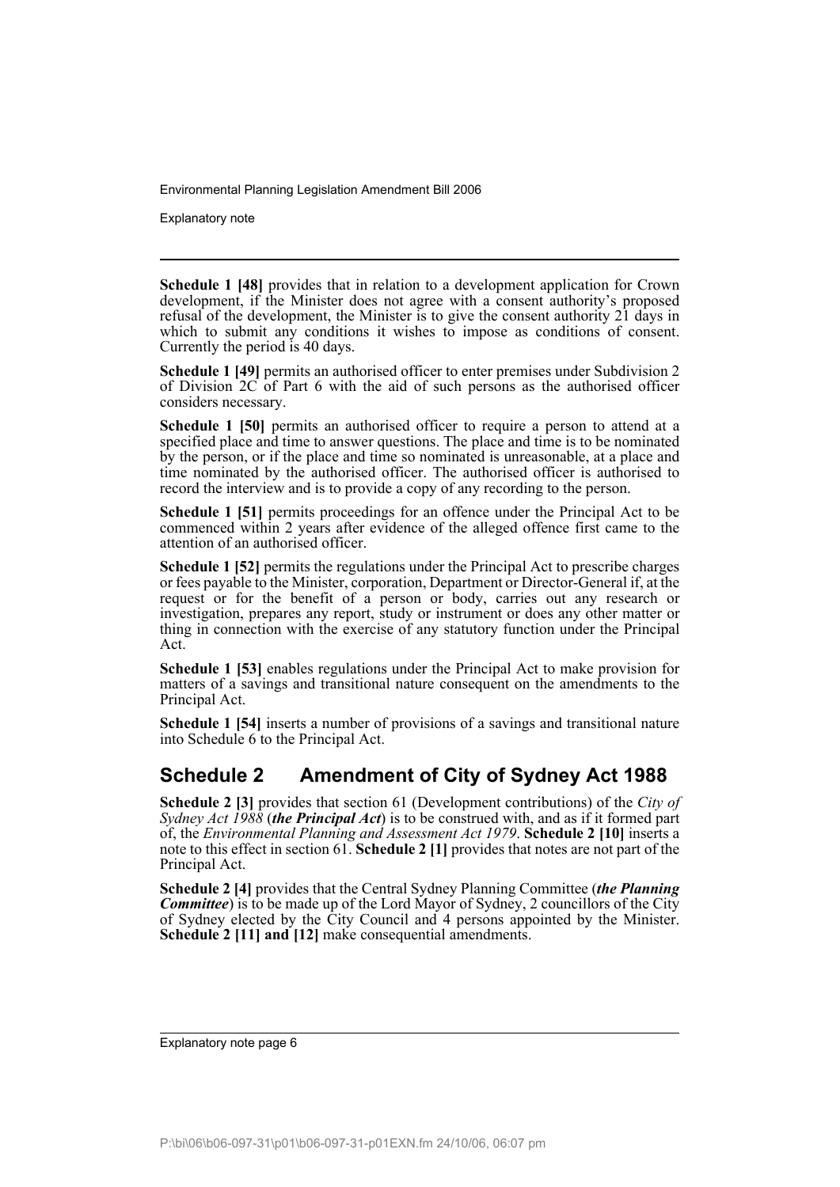**Schedule 1 [48]** provides that in relation to a development application for Crown development, if the Minister does not agree with a consent authority's proposed refusal of the development, the Minister is to give the consent authority 21 days in which to submit any conditions it wishes to impose as conditions of consent. Currently the period is 40 days.

**Schedule 1 [49]** permits an authorised officer to enter premises under Subdivision 2 of Division 2C of Part 6 with the aid of such persons as the authorised officer considers necessary.

**Schedule 1 [50]** permits an authorised officer to require a person to attend at a specified place and time to answer questions. The place and time is to be nominated by the person, or if the place and time so nominated is unreasonable, at a place and time nominated by the authorised officer. The authorised officer is authorised to record the interview and is to provide a copy of any recording to the person.

**Schedule 1 [51]** permits proceedings for an offence under the Principal Act to be commenced within 2 years after evidence of the alleged offence first came to the attention of an authorised officer.

**Schedule 1 [52]** permits the regulations under the Principal Act to prescribe charges or fees payable to the Minister, corporation, Department or Director-General if, at the request or for the benefit of a person or body, carries out any research or investigation, prepares any report, study or instrument or does any other matter or thing in connection with the exercise of any statutory function under the Principal Act.

**Schedule 1 [53]** enables regulations under the Principal Act to make provision for matters of a savings and transitional nature consequent on the amendments to the Principal Act.

**Schedule 1 [54]** inserts a number of provisions of a savings and transitional nature into Schedule 6 to the Principal Act.

## Schedule 2 Amendment of City of Sydney Act 1988

**Schedule 2 [3]** provides that section 61 (Development contributions) of the *City of Sydney Act 1988* (***the Principal Act***) is to be construed with, and as if it formed part of, the *Environmental Planning and Assessment Act 1979*. **Schedule 2 [10]** inserts a note to this effect in section 61. **Schedule 2 [1]** provides that notes are not part of the Principal Act.

**Schedule 2 [4]** provides that the Central Sydney Planning Committee (***the Planning Committee***) is to be made up of the Lord Mayor of Sydney, 2 councillors of the City of Sydney elected by the City Council and 4 persons appointed by the Minister. **Schedule 2 [11] and [12]** make consequential amendments.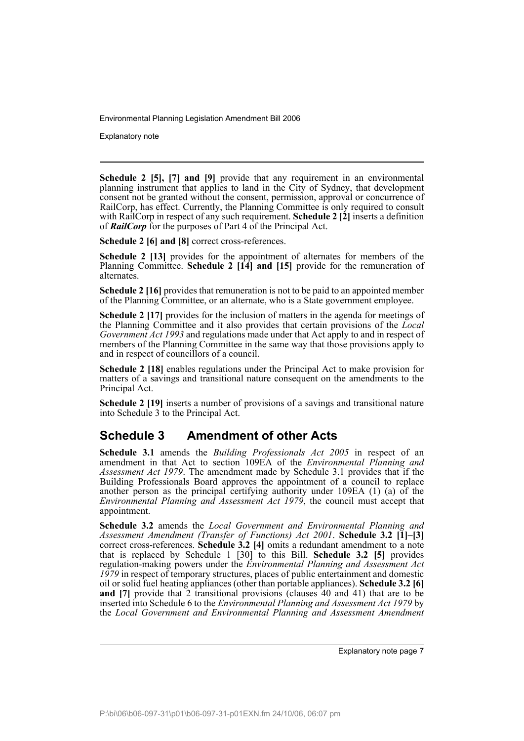**Schedule 2 [5], [7] and [9]** provide that any requirement in an environmental planning instrument that applies to land in the City of Sydney, that development consent not be granted without the consent, permission, approval or concurrence of RailCorp, has effect. Currently, the Planning Committee is only required to consult with RailCorp in respect of any such requirement. **Schedule 2 [2]** inserts a definition of ***RailCorp*** for the purposes of Part 4 of the Principal Act.

**Schedule 2 [6] and [8]** correct cross-references.

**Schedule 2 [13]** provides for the appointment of alternates for members of the Planning Committee. **Schedule 2 [14] and [15]** provide for the remuneration of alternates.

**Schedule 2 [16]** provides that remuneration is not to be paid to an appointed member of the Planning Committee, or an alternate, who is a State government employee.

**Schedule 2 [17]** provides for the inclusion of matters in the agenda for meetings of the Planning Committee and it also provides that certain provisions of the *Local Government Act 1993* and regulations made under that Act apply to and in respect of members of the Planning Committee in the same way that those provisions apply to and in respect of councillors of a council.

**Schedule 2 [18]** enables regulations under the Principal Act to make provision for matters of a savings and transitional nature consequent on the amendments to the Principal Act.

**Schedule 2 [19]** inserts a number of provisions of a savings and transitional nature into Schedule 3 to the Principal Act.

## Schedule 3 Amendment of other Acts

**Schedule 3.1** amends the *Building Professionals Act 2005* in respect of an amendment in that Act to section 109EA of the *Environmental Planning and Assessment Act 1979*. The amendment made by Schedule 3.1 provides that if the Building Professionals Board approves the appointment of a council to replace another person as the principal certifying authority under 109EA (1) (a) of the *Environmental Planning and Assessment Act 1979*, the council must accept that appointment.

**Schedule 3.2** amends the *Local Government and Environmental Planning and Assessment Amendment (Transfer of Functions) Act 2001*. **Schedule 3.2 [1]–[3]** correct cross-references. **Schedule 3.2 [4]** omits a redundant amendment to a note that is replaced by Schedule 1 [30] to this Bill. **Schedule 3.2 [5]** provides regulation-making powers under the *Environmental Planning and Assessment Act 1979* in respect of temporary structures, places of public entertainment and domestic oil or solid fuel heating appliances (other than portable appliances). **Schedule 3.2 [6] and [7]** provide that 2 transitional provisions (clauses 40 and 41) that are to be inserted into Schedule 6 to the *Environmental Planning and Assessment Act 1979* by the *Local Government and Environmental Planning and Assessment Amendment*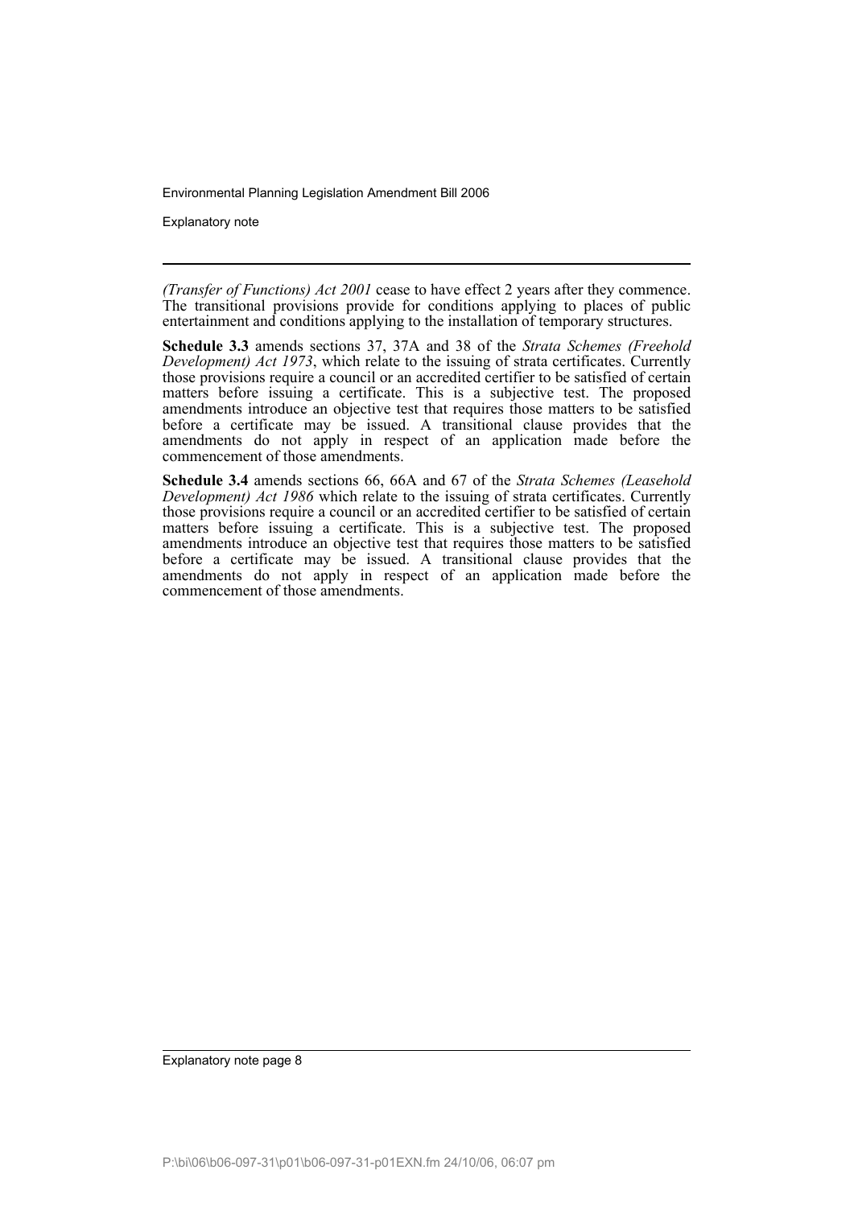*(Transfer of Functions) Act 2001* cease to have effect 2 years after they commence. The transitional provisions provide for conditions applying to places of public entertainment and conditions applying to the installation of temporary structures.

**Schedule 3.3** amends sections 37, 37A and 38 of the *Strata Schemes (Freehold Development) Act 1973*, which relate to the issuing of strata certificates. Currently those provisions require a council or an accredited certifier to be satisfied of certain matters before issuing a certificate. This is a subjective test. The proposed amendments introduce an objective test that requires those matters to be satisfied before a certificate may be issued. A transitional clause provides that the amendments do not apply in respect of an application made before the commencement of those amendments.

**Schedule 3.4** amends sections 66, 66A and 67 of the *Strata Schemes (Leasehold Development) Act 1986* which relate to the issuing of strata certificates. Currently those provisions require a council or an accredited certifier to be satisfied of certain matters before issuing a certificate. This is a subjective test. The proposed amendments introduce an objective test that requires those matters to be satisfied before a certificate may be issued. A transitional clause provides that the amendments do not apply in respect of an application made before the commencement of those amendments.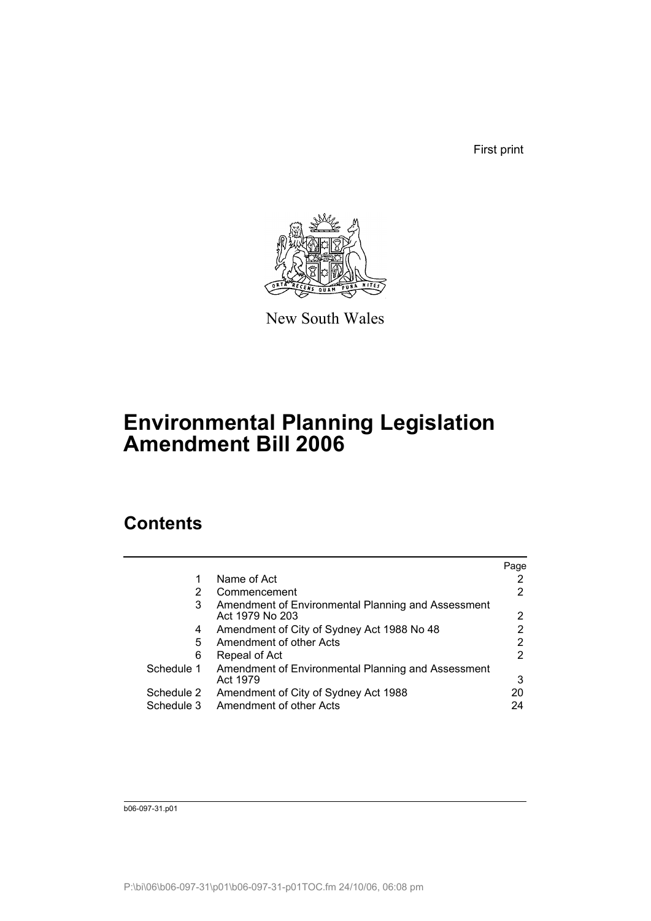First print

New South Wales

# Environmental Planning Legislation Amendment Bill 2006

## Contents

| | | Page |
|---|---|---|
| 1 | Name of Act | 2 |
| 2 | Commencement | 2 |
| 3 | Amendment of Environmental Planning and Assessment Act 1979 No 203 | 2 |
| 4 | Amendment of City of Sydney Act 1988 No 48 | 2 |
| 5 | Amendment of other Acts | 2 |
| 6 | Repeal of Act | 2 |
| Schedule 1 | Amendment of Environmental Planning and Assessment Act 1979 | 3 |
| Schedule 2 | Amendment of City of Sydney Act 1988 | 20 |
| Schedule 3 | Amendment of other Acts | 24 |

b06-097-31.p01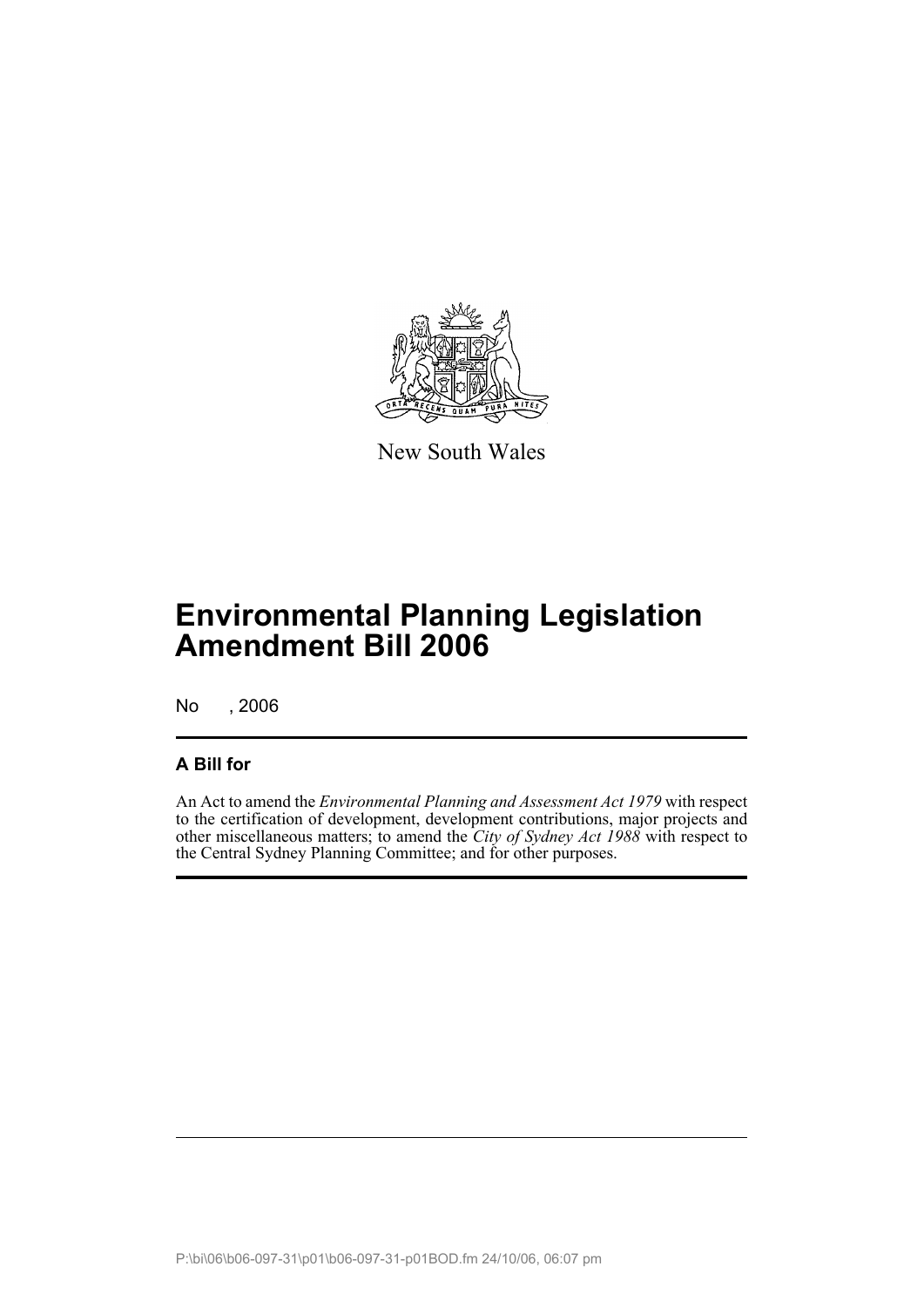New South Wales

# Environmental Planning Legislation Amendment Bill 2006

No , 2006

## A Bill for

An Act to amend the *Environmental Planning and Assessment Act 1979* with respect to the certification of development, development contributions, major projects and other miscellaneous matters; to amend the *City of Sydney Act 1988* with respect to the Central Sydney Planning Committee; and for other purposes.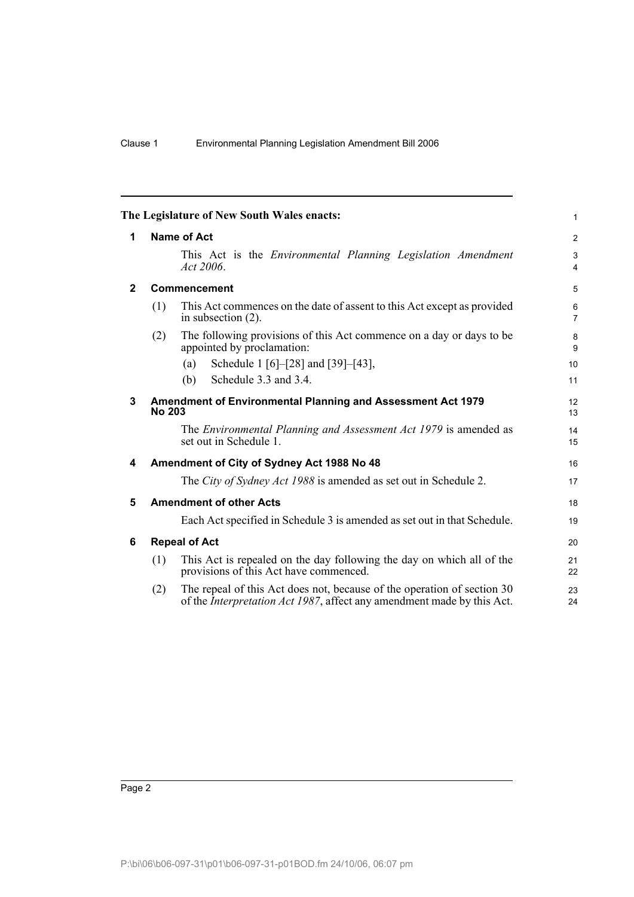**The Legislature of New South Wales enacts:**

## 1 Name of Act

This Act is the *Environmental Planning Legislation Amendment Act 2006*.

## 2 Commencement

(1) This Act commences on the date of assent to this Act except as provided in subsection (2).

(2) The following provisions of this Act commence on a day or days to be appointed by proclamation:

(a) Schedule 1 [6]–[28] and [39]–[43],

(b) Schedule 3.3 and 3.4.

## 3 Amendment of Environmental Planning and Assessment Act 1979 No 203

The *Environmental Planning and Assessment Act 1979* is amended as set out in Schedule 1.

## 4 Amendment of City of Sydney Act 1988 No 48

The *City of Sydney Act 1988* is amended as set out in Schedule 2.

## 5 Amendment of other Acts

Each Act specified in Schedule 3 is amended as set out in that Schedule.

## 6 Repeal of Act

(1) This Act is repealed on the day following the day on which all of the provisions of this Act have commenced.

(2) The repeal of this Act does not, because of the operation of section 30 of the *Interpretation Act 1987*, affect any amendment made by this Act.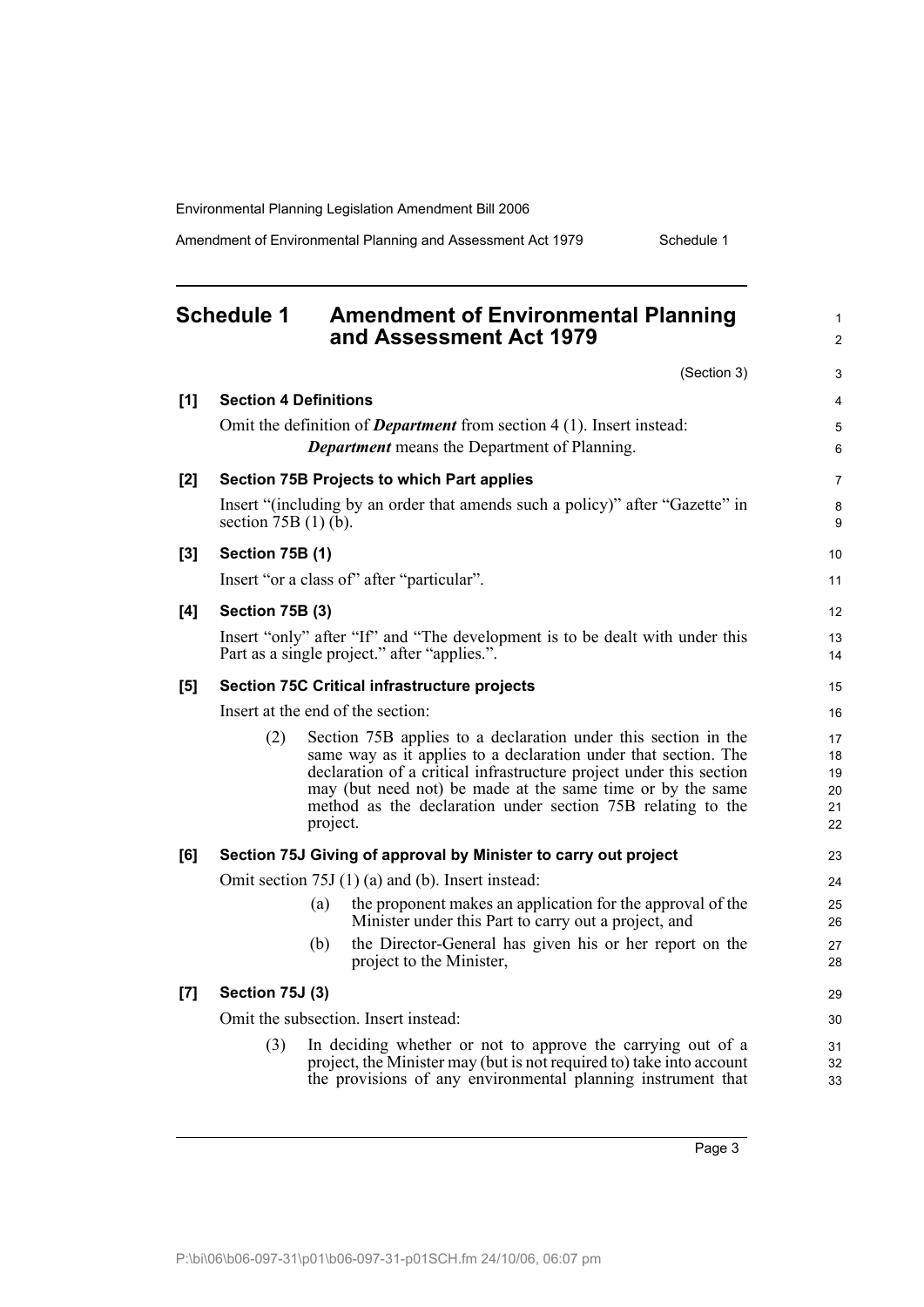## Schedule 1 Amendment of Environmental Planning and Assessment Act 1979

(Section 3)

**[1] Section 4 Definitions**

Omit the definition of ***Department*** from section 4 (1). Insert instead:

> ***Department*** means the Department of Planning.

**[2] Section 75B Projects to which Part applies**

Insert "(including by an order that amends such a policy)" after "Gazette" in section 75B (1) (b).

**[3] Section 75B (1)**

Insert "or a class of" after "particular".

**[4] Section 75B (3)**

Insert "only" after "If" and "The development is to be dealt with under this Part as a single project." after "applies.".

**[5] Section 75C Critical infrastructure projects**

Insert at the end of the section:

> (2) Section 75B applies to a declaration under this section in the same way as it applies to a declaration under that section. The declaration of a critical infrastructure project under this section may (but need not) be made at the same time or by the same method as the declaration under section 75B relating to the project.

**[6] Section 75J Giving of approval by Minister to carry out project**

Omit section 75J (1) (a) and (b). Insert instead:

> (a) the proponent makes an application for the approval of the Minister under this Part to carry out a project, and
>
> (b) the Director-General has given his or her report on the project to the Minister,

**[7] Section 75J (3)**

Omit the subsection. Insert instead:

> (3) In deciding whether or not to approve the carrying out of a project, the Minister may (but is not required to) take into account the provisions of any environmental planning instrument that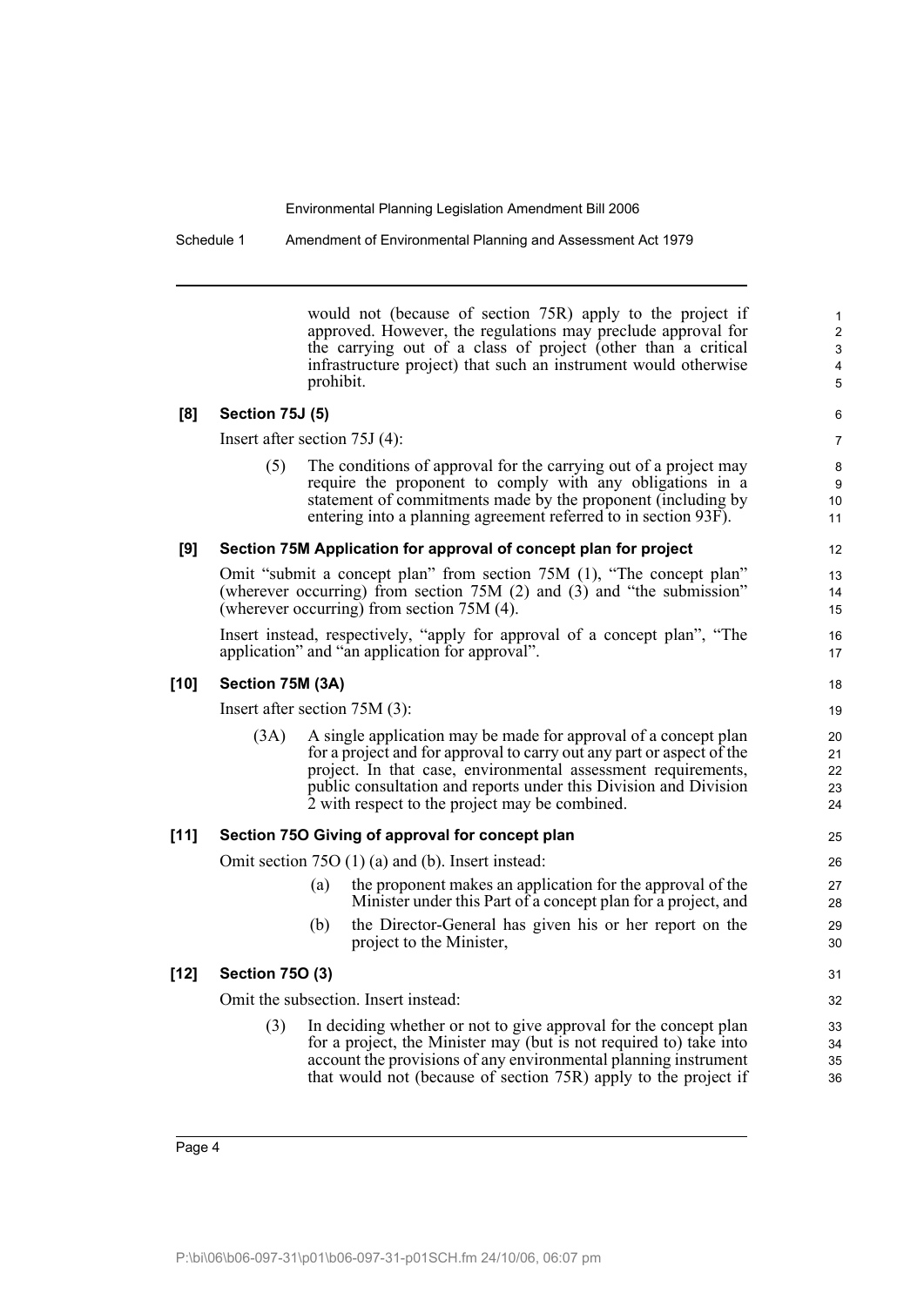would not (because of section 75R) apply to the project if approved. However, the regulations may preclude approval for the carrying out of a class of project (other than a critical infrastructure project) that such an instrument would otherwise prohibit.

**[8] Section 75J (5)**

Insert after section 75J (4):

(5) The conditions of approval for the carrying out of a project may require the proponent to comply with any obligations in a statement of commitments made by the proponent (including by entering into a planning agreement referred to in section 93F).

**[9] Section 75M Application for approval of concept plan for project**

Omit "submit a concept plan" from section 75M (1), "The concept plan" (wherever occurring) from section 75M (2) and (3) and "the submission" (wherever occurring) from section 75M (4).

Insert instead, respectively, "apply for approval of a concept plan", "The application" and "an application for approval".

**[10] Section 75M (3A)**

Insert after section 75M (3):

(3A) A single application may be made for approval of a concept plan for a project and for approval to carry out any part or aspect of the project. In that case, environmental assessment requirements, public consultation and reports under this Division and Division 2 with respect to the project may be combined.

**[11] Section 75O Giving of approval for concept plan**

Omit section 75O (1) (a) and (b). Insert instead:

(a) the proponent makes an application for the approval of the Minister under this Part of a concept plan for a project, and

(b) the Director-General has given his or her report on the project to the Minister,

**[12] Section 75O (3)**

Omit the subsection. Insert instead:

(3) In deciding whether or not to give approval for the concept plan for a project, the Minister may (but is not required to) take into account the provisions of any environmental planning instrument that would not (because of section 75R) apply to the project if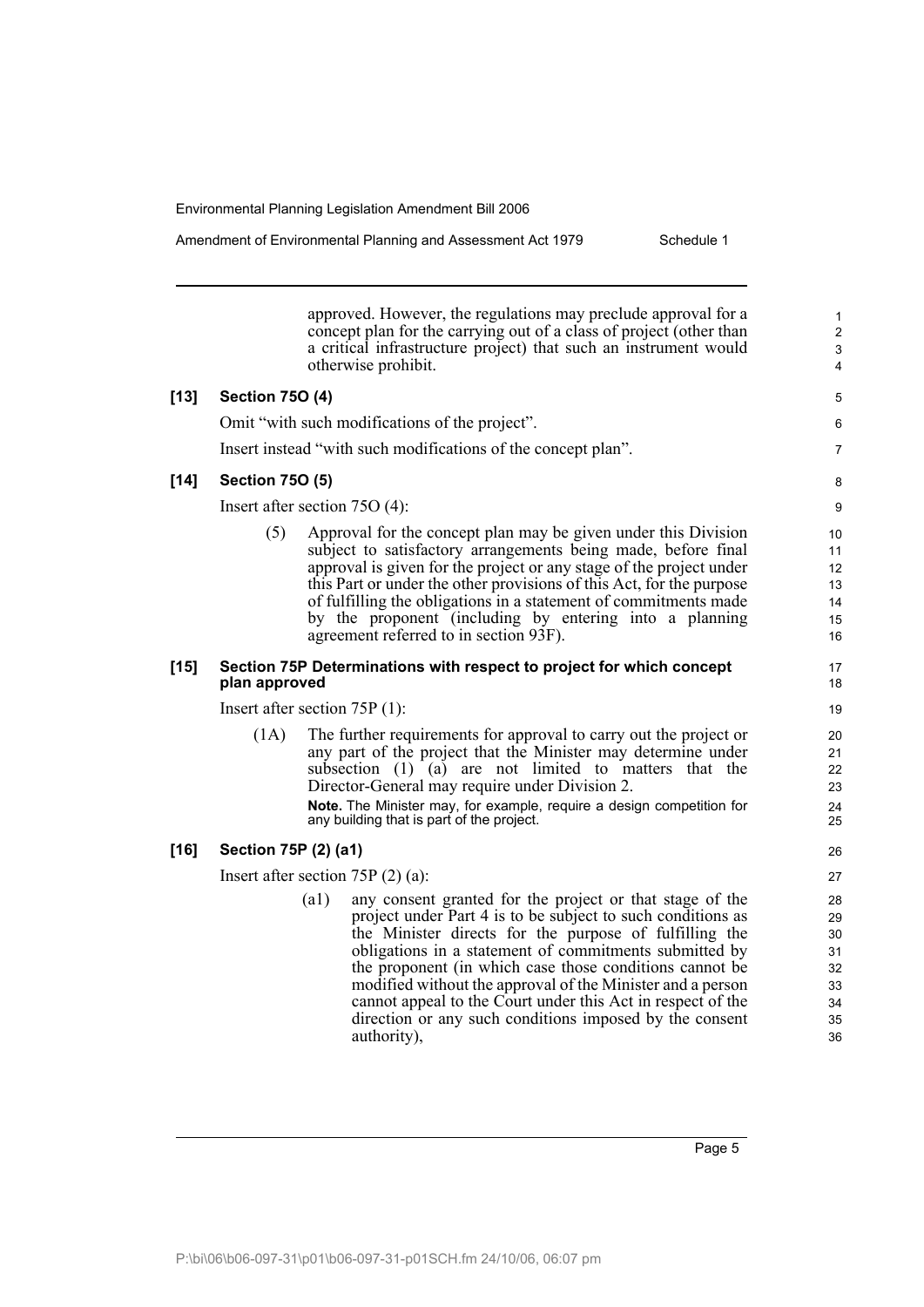approved. However, the regulations may preclude approval for a concept plan for the carrying out of a class of project (other than a critical infrastructure project) that such an instrument would otherwise prohibit.

**[13] Section 75O (4)**

Omit "with such modifications of the project".

Insert instead "with such modifications of the concept plan".

**[14] Section 75O (5)**

Insert after section 75O (4):

(5) Approval for the concept plan may be given under this Division subject to satisfactory arrangements being made, before final approval is given for the project or any stage of the project under this Part or under the other provisions of this Act, for the purpose of fulfilling the obligations in a statement of commitments made by the proponent (including by entering into a planning agreement referred to in section 93F).

**[15] Section 75P Determinations with respect to project for which concept plan approved**

Insert after section 75P (1):

(1A) The further requirements for approval to carry out the project or any part of the project that the Minister may determine under subsection (1) (a) are not limited to matters that the Director-General may require under Division 2.

**Note.** The Minister may, for example, require a design competition for any building that is part of the project.

**[16] Section 75P (2) (a1)**

Insert after section 75P (2) (a):

(a1) any consent granted for the project or that stage of the project under Part 4 is to be subject to such conditions as the Minister directs for the purpose of fulfilling the obligations in a statement of commitments submitted by the proponent (in which case those conditions cannot be modified without the approval of the Minister and a person cannot appeal to the Court under this Act in respect of the direction or any such conditions imposed by the consent authority),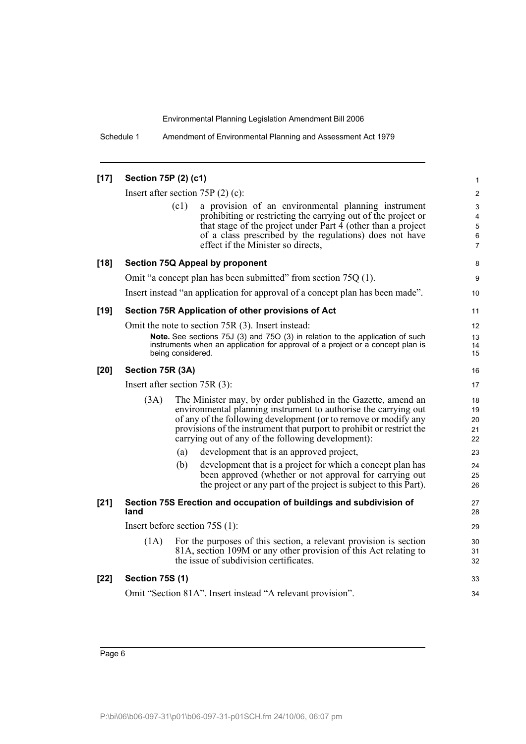**[17] Section 75P (2) (c1)**

Insert after section 75P (2) (c):

> (c1) a provision of an environmental planning instrument prohibiting or restricting the carrying out of the project or that stage of the project under Part 4 (other than a project of a class prescribed by the regulations) does not have effect if the Minister so directs,

**[18] Section 75Q Appeal by proponent**

Omit "a concept plan has been submitted" from section 75Q (1).

Insert instead "an application for approval of a concept plan has been made".

**[19] Section 75R Application of other provisions of Act**

Omit the note to section 75R (3). Insert instead:

> **Note.** See sections 75J (3) and 75O (3) in relation to the application of such instruments when an application for approval of a project or a concept plan is being considered.

**[20] Section 75R (3A)**

Insert after section 75R (3):

> (3A) The Minister may, by order published in the Gazette, amend an environmental planning instrument to authorise the carrying out of any of the following development (or to remove or modify any provisions of the instrument that purport to prohibit or restrict the carrying out of any of the following development):
>
> (a) development that is an approved project,
>
> (b) development that is a project for which a concept plan has been approved (whether or not approval for carrying out the project or any part of the project is subject to this Part).

**[21] Section 75S Erection and occupation of buildings and subdivision of land**

Insert before section 75S (1):

> (1A) For the purposes of this section, a relevant provision is section 81A, section 109M or any other provision of this Act relating to the issue of subdivision certificates.

**[22] Section 75S (1)**

Omit "Section 81A". Insert instead "A relevant provision".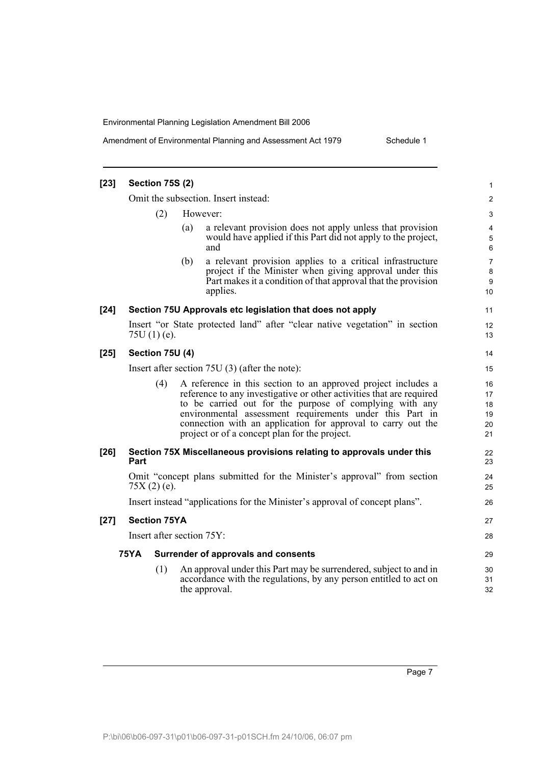**[23] Section 75S (2)**

Omit the subsection. Insert instead:

(2) However:

(a) a relevant provision does not apply unless that provision would have applied if this Part did not apply to the project, and

(b) a relevant provision applies to a critical infrastructure project if the Minister when giving approval under this Part makes it a condition of that approval that the provision applies.

**[24] Section 75U Approvals etc legislation that does not apply**

Insert "or State protected land" after "clear native vegetation" in section 75U (1) (e).

**[25] Section 75U (4)**

Insert after section 75U (3) (after the note):

(4) A reference in this section to an approved project includes a reference to any investigative or other activities that are required to be carried out for the purpose of complying with any environmental assessment requirements under this Part in connection with an application for approval to carry out the project or of a concept plan for the project.

**[26] Section 75X Miscellaneous provisions relating to approvals under this Part**

Omit "concept plans submitted for the Minister's approval" from section 75X (2) (e).

Insert instead "applications for the Minister's approval of concept plans".

**[27] Section 75YA**

Insert after section 75Y:

**75YA Surrender of approvals and consents**

(1) An approval under this Part may be surrendered, subject to and in accordance with the regulations, by any person entitled to act on the approval.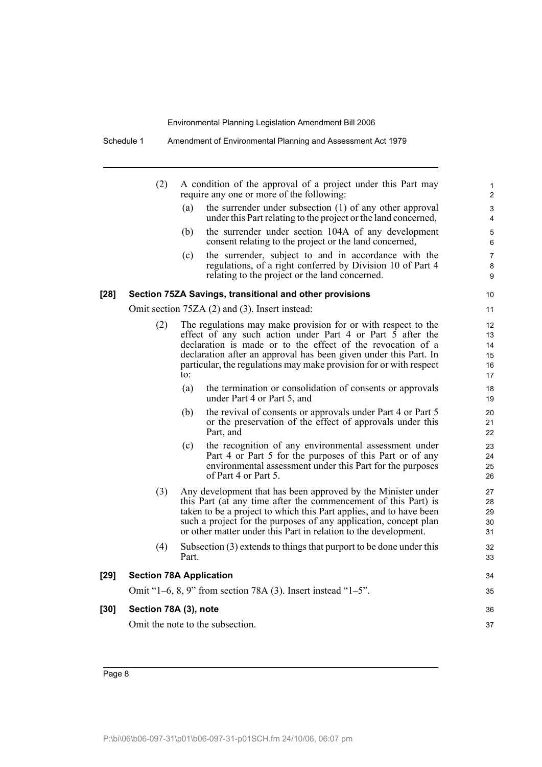(2) A condition of the approval of a project under this Part may require any one or more of the following:

(a) the surrender under subsection (1) of any other approval under this Part relating to the project or the land concerned,

(b) the surrender under section 104A of any development consent relating to the project or the land concerned,

(c) the surrender, subject to and in accordance with the regulations, of a right conferred by Division 10 of Part 4 relating to the project or the land concerned.

### [28] Section 75ZA Savings, transitional and other provisions

Omit section 75ZA (2) and (3). Insert instead:

(2) The regulations may make provision for or with respect to the effect of any such action under Part 4 or Part 5 after the declaration is made or to the effect of the revocation of a declaration after an approval has been given under this Part. In particular, the regulations may make provision for or with respect to:

(a) the termination or consolidation of consents or approvals under Part 4 or Part 5, and

(b) the revival of consents or approvals under Part 4 or Part 5 or the preservation of the effect of approvals under this Part, and

(c) the recognition of any environmental assessment under Part 4 or Part 5 for the purposes of this Part or of any environmental assessment under this Part for the purposes of Part 4 or Part 5.

(3) Any development that has been approved by the Minister under this Part (at any time after the commencement of this Part) is taken to be a project to which this Part applies, and to have been such a project for the purposes of any application, concept plan or other matter under this Part in relation to the development.

(4) Subsection (3) extends to things that purport to be done under this Part.

### [29] Section 78A Application

Omit "1–6, 8, 9" from section 78A (3). Insert instead "1–5".

### [30] Section 78A (3), note

Omit the note to the subsection.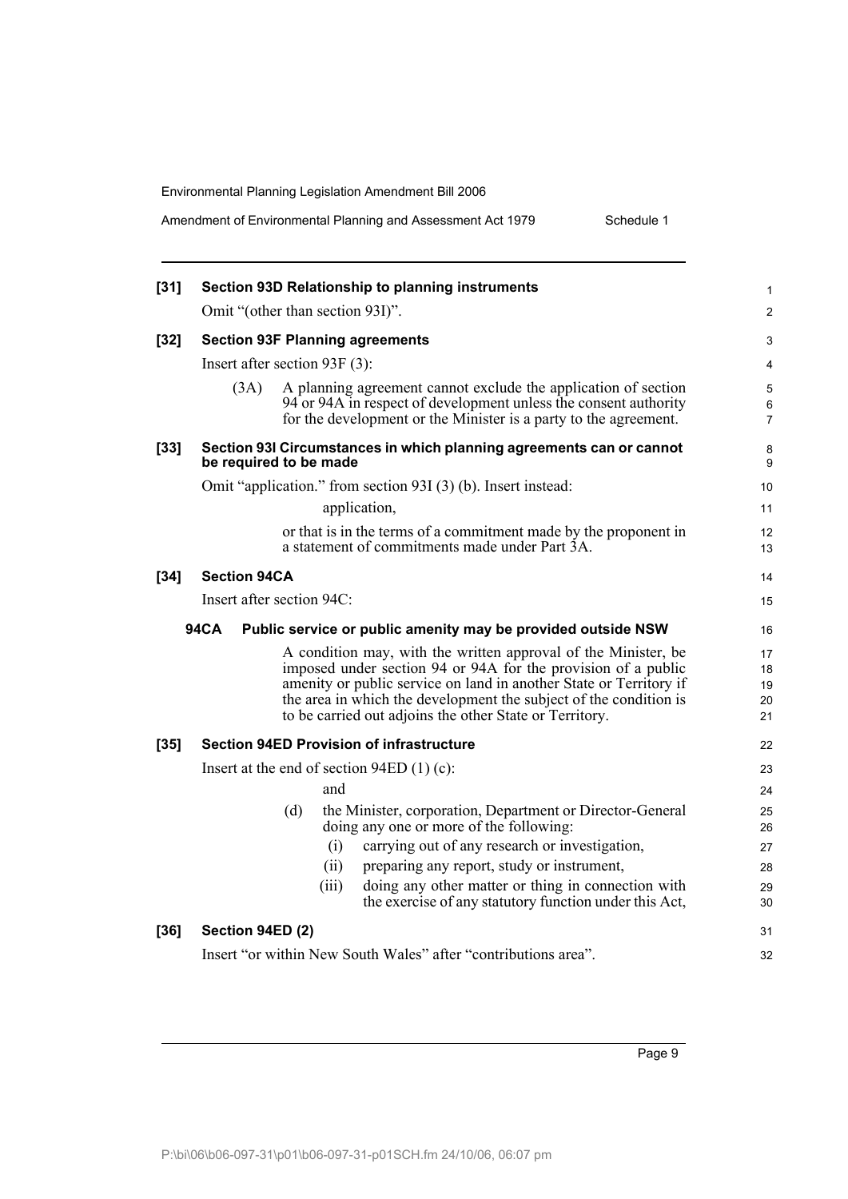**[31] Section 93D Relationship to planning instruments**

Omit "(other than section 93I)".

**[32] Section 93F Planning agreements**

Insert after section 93F (3):

(3A) A planning agreement cannot exclude the application of section 94 or 94A in respect of development unless the consent authority for the development or the Minister is a party to the agreement.

**[33] Section 93I Circumstances in which planning agreements can or cannot be required to be made**

Omit "application." from section 93I (3) (b). Insert instead:

application,

or that is in the terms of a commitment made by the proponent in a statement of commitments made under Part 3A.

**[34] Section 94CA**

Insert after section 94C:

**94CA Public service or public amenity may be provided outside NSW**

A condition may, with the written approval of the Minister, be imposed under section 94 or 94A for the provision of a public amenity or public service on land in another State or Territory if the area in which the development the subject of the condition is to be carried out adjoins the other State or Territory.

**[35] Section 94ED Provision of infrastructure**

Insert at the end of section 94ED (1) (c):

and

(d) the Minister, corporation, Department or Director-General doing any one or more of the following:

(i) carrying out of any research or investigation,

(ii) preparing any report, study or instrument,

(iii) doing any other matter or thing in connection with the exercise of any statutory function under this Act,

**[36] Section 94ED (2)**

Insert "or within New South Wales" after "contributions area".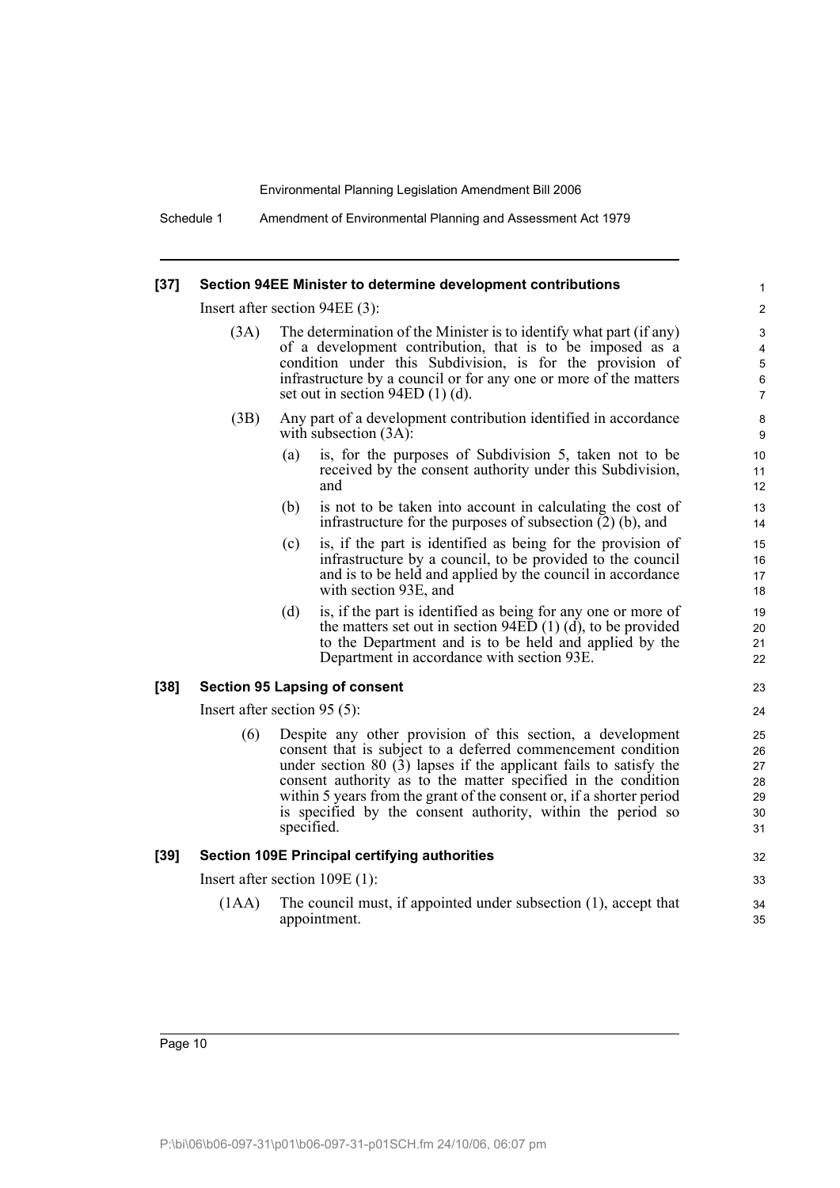**[37] Section 94EE Minister to determine development contributions**

Insert after section 94EE (3):

(3A) The determination of the Minister is to identify what part (if any) of a development contribution, that is to be imposed as a condition under this Subdivision, is for the provision of infrastructure by a council or for any one or more of the matters set out in section 94ED (1) (d).

(3B) Any part of a development contribution identified in accordance with subsection (3A):

- (a) is, for the purposes of Subdivision 5, taken not to be received by the consent authority under this Subdivision, and
- (b) is not to be taken into account in calculating the cost of infrastructure for the purposes of subsection (2) (b), and
- (c) is, if the part is identified as being for the provision of infrastructure by a council, to be provided to the council and is to be held and applied by the council in accordance with section 93E, and
- (d) is, if the part is identified as being for any one or more of the matters set out in section 94ED (1) (d), to be provided to the Department and is to be held and applied by the Department in accordance with section 93E.

**[38] Section 95 Lapsing of consent**

Insert after section 95 (5):

(6) Despite any other provision of this section, a development consent that is subject to a deferred commencement condition under section 80 (3) lapses if the applicant fails to satisfy the consent authority as to the matter specified in the condition within 5 years from the grant of the consent or, if a shorter period is specified by the consent authority, within the period so specified.

**[39] Section 109E Principal certifying authorities**

Insert after section 109E (1):

(1AA) The council must, if appointed under subsection (1), accept that appointment.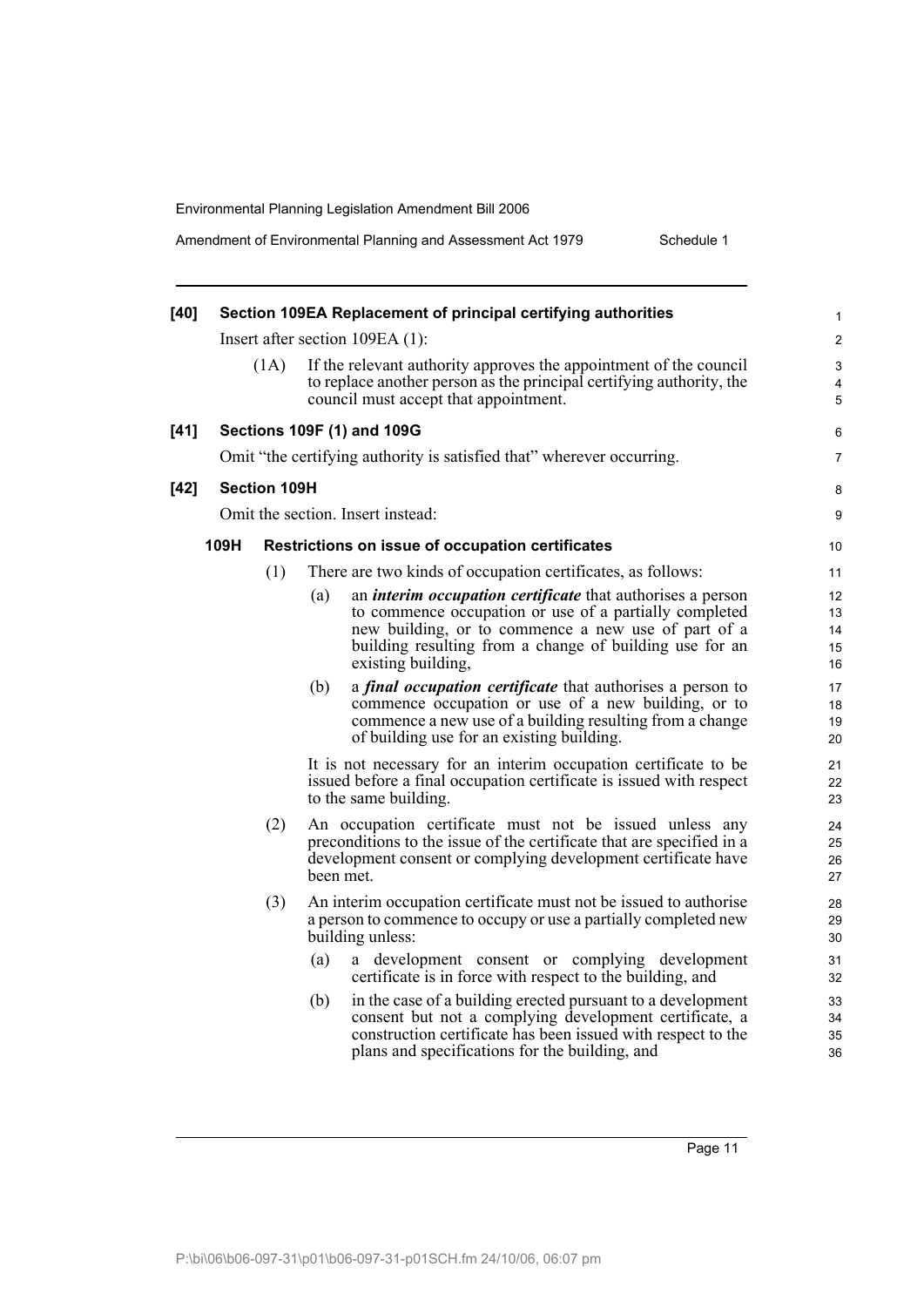**[40] Section 109EA Replacement of principal certifying authorities**

Insert after section 109EA (1):

(1A) If the relevant authority approves the appointment of the council to replace another person as the principal certifying authority, the council must accept that appointment.

**[41] Sections 109F (1) and 109G**

Omit "the certifying authority is satisfied that" wherever occurring.

**[42] Section 109H**

Omit the section. Insert instead:

**109H Restrictions on issue of occupation certificates**

(1) There are two kinds of occupation certificates, as follows:

(a) an ***interim occupation certificate*** that authorises a person to commence occupation or use of a partially completed new building, or to commence a new use of part of a building resulting from a change of building use for an existing building,

(b) a ***final occupation certificate*** that authorises a person to commence occupation or use of a new building, or to commence a new use of a building resulting from a change of building use for an existing building.

It is not necessary for an interim occupation certificate to be issued before a final occupation certificate is issued with respect to the same building.

(2) An occupation certificate must not be issued unless any preconditions to the issue of the certificate that are specified in a development consent or complying development certificate have been met.

(3) An interim occupation certificate must not be issued to authorise a person to commence to occupy or use a partially completed new building unless:

(a) a development consent or complying development certificate is in force with respect to the building, and

(b) in the case of a building erected pursuant to a development consent but not a complying development certificate, a construction certificate has been issued with respect to the plans and specifications for the building, and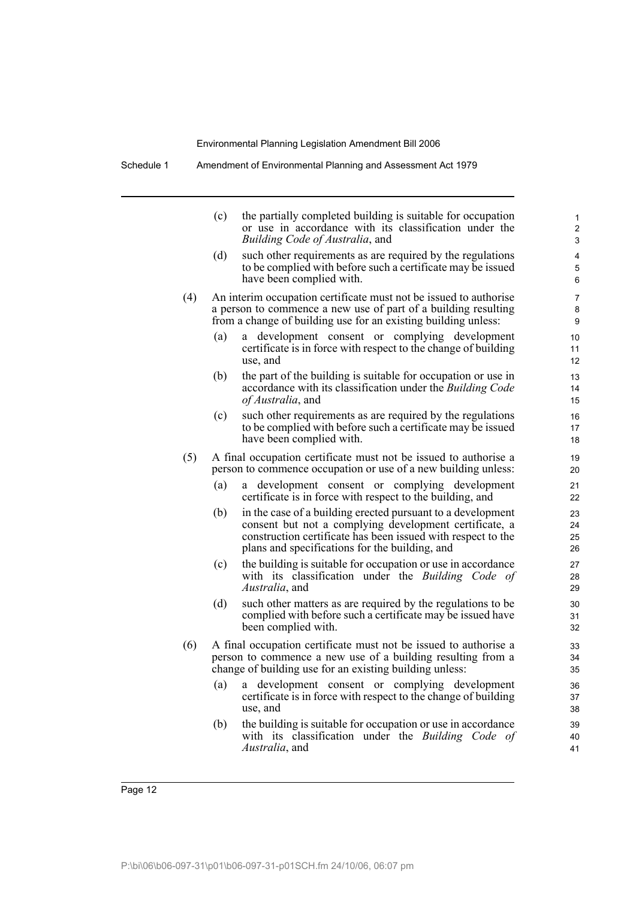(c) the partially completed building is suitable for occupation or use in accordance with its classification under the *Building Code of Australia*, and

(d) such other requirements as are required by the regulations to be complied with before such a certificate may be issued have been complied with.

(4) An interim occupation certificate must not be issued to authorise a person to commence a new use of part of a building resulting from a change of building use for an existing building unless:

(a) a development consent or complying development certificate is in force with respect to the change of building use, and

(b) the part of the building is suitable for occupation or use in accordance with its classification under the *Building Code of Australia*, and

(c) such other requirements as are required by the regulations to be complied with before such a certificate may be issued have been complied with.

(5) A final occupation certificate must not be issued to authorise a person to commence occupation or use of a new building unless:

(a) a development consent or complying development certificate is in force with respect to the building, and

(b) in the case of a building erected pursuant to a development consent but not a complying development certificate, a construction certificate has been issued with respect to the plans and specifications for the building, and

(c) the building is suitable for occupation or use in accordance with its classification under the *Building Code of Australia*, and

(d) such other matters as are required by the regulations to be complied with before such a certificate may be issued have been complied with.

(6) A final occupation certificate must not be issued to authorise a person to commence a new use of a building resulting from a change of building use for an existing building unless:

(a) a development consent or complying development certificate is in force with respect to the change of building use, and

(b) the building is suitable for occupation or use in accordance with its classification under the *Building Code of Australia*, and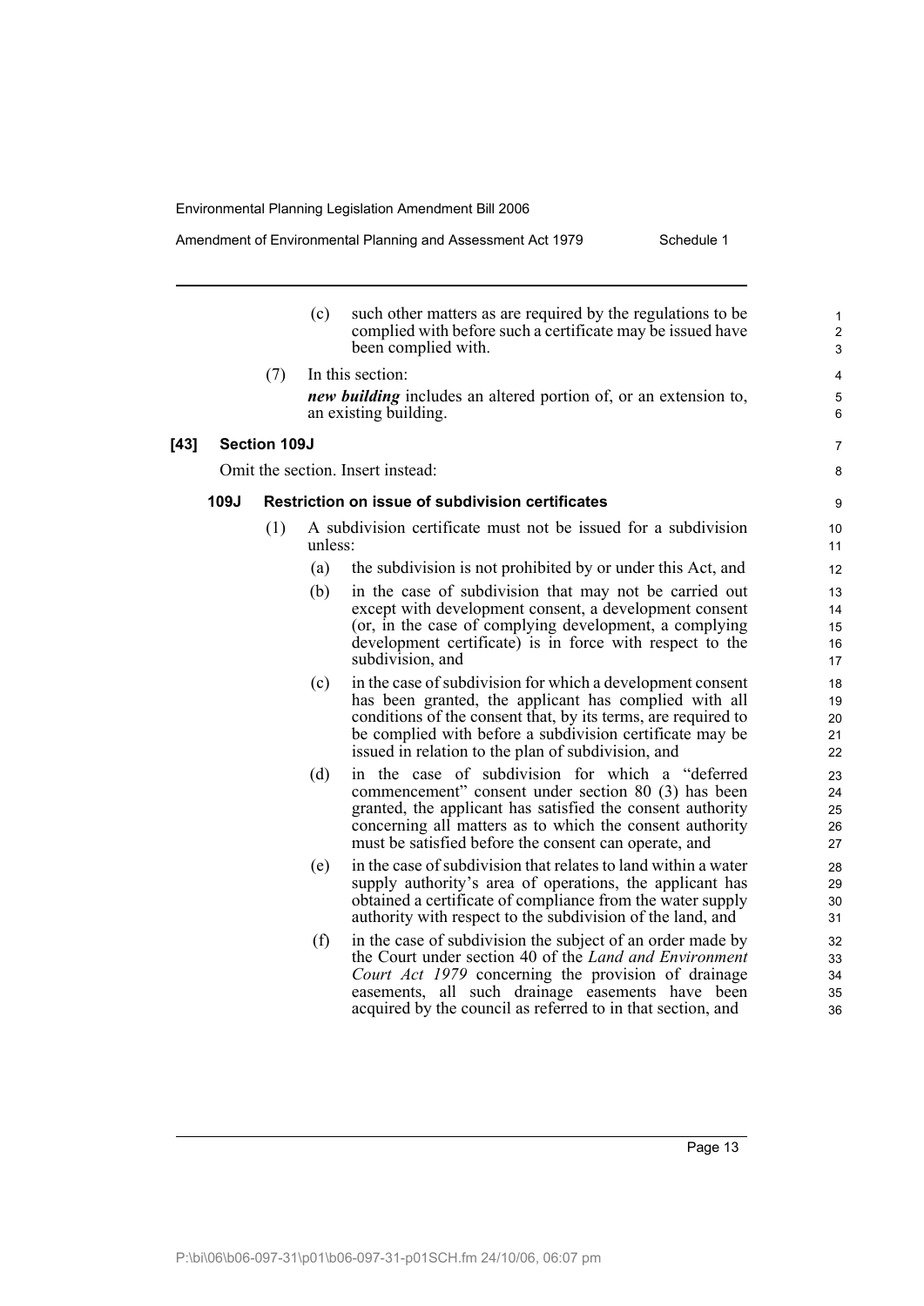(c) such other matters as are required by the regulations to be complied with before such a certificate may be issued have been complied with.

(7) In this section:

***new building*** includes an altered portion of, or an extension to, an existing building.

**[43] Section 109J**

Omit the section. Insert instead:

**109J Restriction on issue of subdivision certificates**

(1) A subdivision certificate must not be issued for a subdivision unless:

(a) the subdivision is not prohibited by or under this Act, and

(b) in the case of subdivision that may not be carried out except with development consent, a development consent (or, in the case of complying development, a complying development certificate) is in force with respect to the subdivision, and

(c) in the case of subdivision for which a development consent has been granted, the applicant has complied with all conditions of the consent that, by its terms, are required to be complied with before a subdivision certificate may be issued in relation to the plan of subdivision, and

(d) in the case of subdivision for which a "deferred commencement" consent under section 80 (3) has been granted, the applicant has satisfied the consent authority concerning all matters as to which the consent authority must be satisfied before the consent can operate, and

(e) in the case of subdivision that relates to land within a water supply authority's area of operations, the applicant has obtained a certificate of compliance from the water supply authority with respect to the subdivision of the land, and

(f) in the case of subdivision the subject of an order made by the Court under section 40 of the *Land and Environment Court Act 1979* concerning the provision of drainage easements, all such drainage easements have been acquired by the council as referred to in that section, and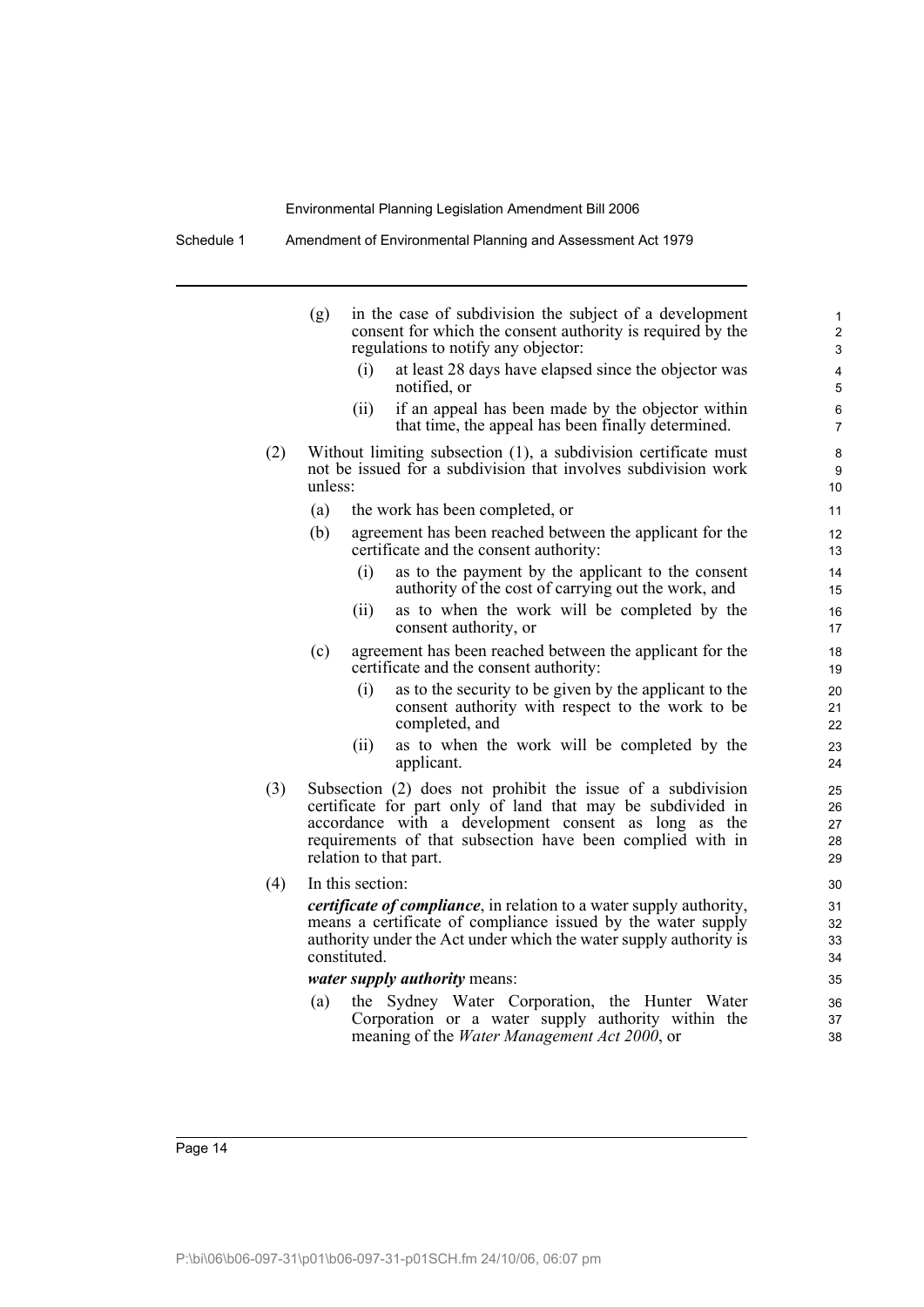(g) in the case of subdivision the subject of a development consent for which the consent authority is required by the regulations to notify any objector:

 (i) at least 28 days have elapsed since the objector was notified, or

 (ii) if an appeal has been made by the objector within that time, the appeal has been finally determined.

(2) Without limiting subsection (1), a subdivision certificate must not be issued for a subdivision that involves subdivision work unless:

 (a) the work has been completed, or

 (b) agreement has been reached between the applicant for the certificate and the consent authority:

  (i) as to the payment by the applicant to the consent authority of the cost of carrying out the work, and

  (ii) as to when the work will be completed by the consent authority, or

 (c) agreement has been reached between the applicant for the certificate and the consent authority:

  (i) as to the security to be given by the applicant to the consent authority with respect to the work to be completed, and

  (ii) as to when the work will be completed by the applicant.

(3) Subsection (2) does not prohibit the issue of a subdivision certificate for part only of land that may be subdivided in accordance with a development consent as long as the requirements of that subsection have been complied with in relation to that part.

(4) In this section:

***certificate of compliance***, in relation to a water supply authority, means a certificate of compliance issued by the water supply authority under the Act under which the water supply authority is constituted.

***water supply authority*** means:

 (a) the Sydney Water Corporation, the Hunter Water Corporation or a water supply authority within the meaning of the *Water Management Act 2000*, or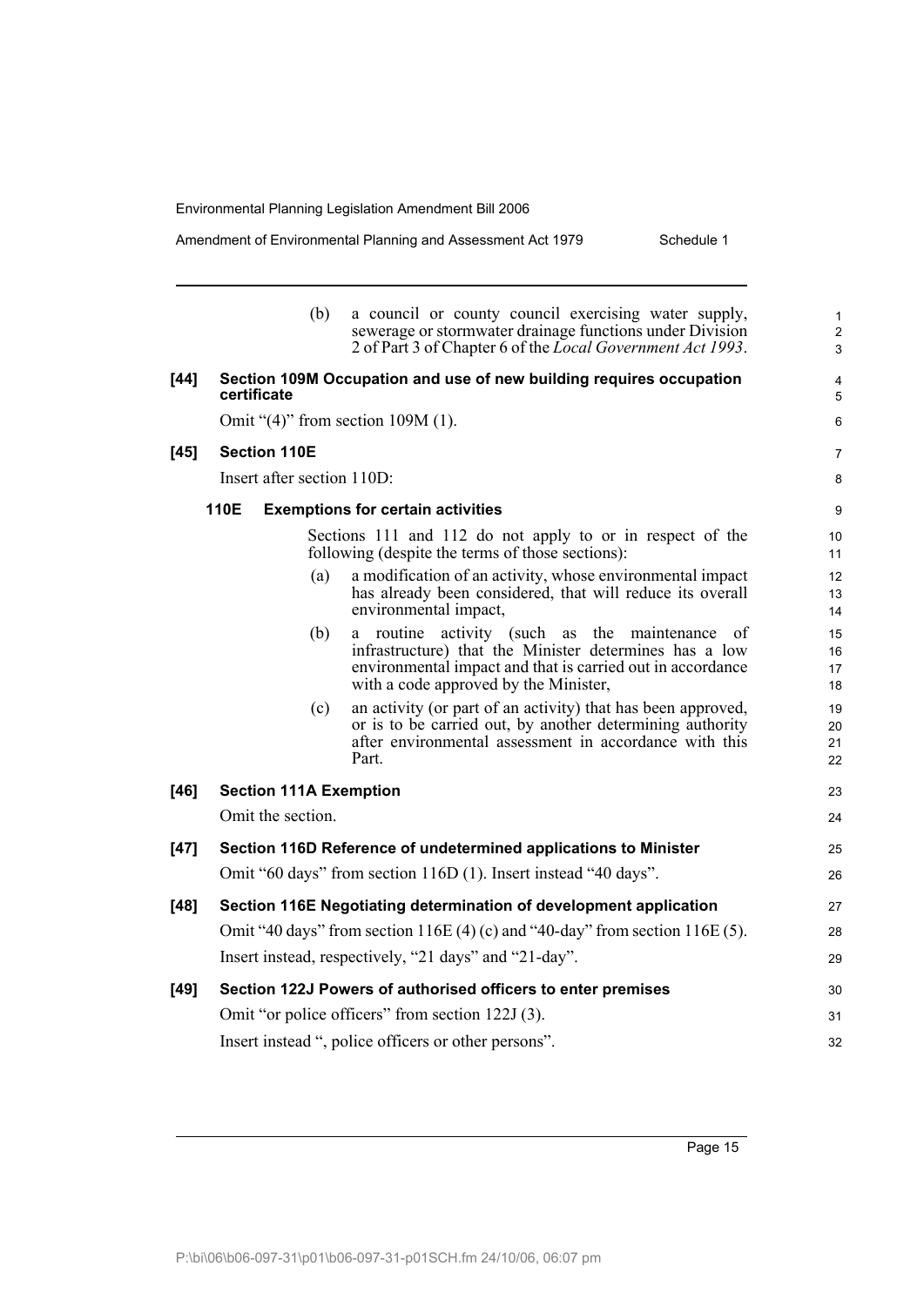(b) a council or county council exercising water supply, sewerage or stormwater drainage functions under Division 2 of Part 3 of Chapter 6 of the *Local Government Act 1993*.

**[44] Section 109M Occupation and use of new building requires occupation certificate**

Omit "(4)" from section 109M (1).

**[45] Section 110E**

Insert after section 110D:

**110E Exemptions for certain activities**

Sections 111 and 112 do not apply to or in respect of the following (despite the terms of those sections):

(a) a modification of an activity, whose environmental impact has already been considered, that will reduce its overall environmental impact,

(b) a routine activity (such as the maintenance of infrastructure) that the Minister determines has a low environmental impact and that is carried out in accordance with a code approved by the Minister,

(c) an activity (or part of an activity) that has been approved, or is to be carried out, by another determining authority after environmental assessment in accordance with this Part.

**[46] Section 111A Exemption**

Omit the section.

**[47] Section 116D Reference of undetermined applications to Minister**

Omit "60 days" from section 116D (1). Insert instead "40 days".

**[48] Section 116E Negotiating determination of development application**

Omit "40 days" from section 116E (4) (c) and "40-day" from section 116E (5).

Insert instead, respectively, "21 days" and "21-day".

**[49] Section 122J Powers of authorised officers to enter premises**

Omit "or police officers" from section 122J (3).

Insert instead ", police officers or other persons".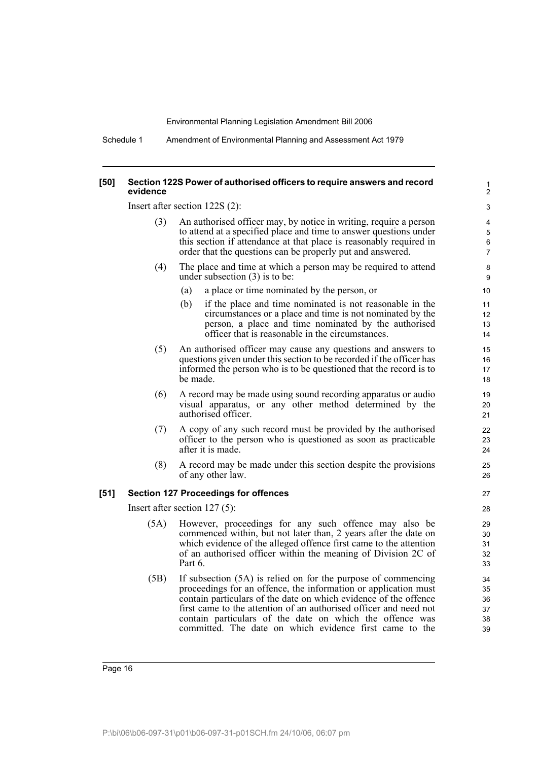**[50] Section 122S Power of authorised officers to require answers and record evidence**

Insert after section 122S (2):

(3) An authorised officer may, by notice in writing, require a person to attend at a specified place and time to answer questions under this section if attendance at that place is reasonably required in order that the questions can be properly put and answered.

(4) The place and time at which a person may be required to attend under subsection (3) is to be:

- (a) a place or time nominated by the person, or
- (b) if the place and time nominated is not reasonable in the circumstances or a place and time is not nominated by the person, a place and time nominated by the authorised officer that is reasonable in the circumstances.

(5) An authorised officer may cause any questions and answers to questions given under this section to be recorded if the officer has informed the person who is to be questioned that the record is to be made.

(6) A record may be made using sound recording apparatus or audio visual apparatus, or any other method determined by the authorised officer.

(7) A copy of any such record must be provided by the authorised officer to the person who is questioned as soon as practicable after it is made.

(8) A record may be made under this section despite the provisions of any other law.

**[51] Section 127 Proceedings for offences**

Insert after section 127 (5):

(5A) However, proceedings for any such offence may also be commenced within, but not later than, 2 years after the date on which evidence of the alleged offence first came to the attention of an authorised officer within the meaning of Division 2C of Part 6.

(5B) If subsection (5A) is relied on for the purpose of commencing proceedings for an offence, the information or application must contain particulars of the date on which evidence of the offence first came to the attention of an authorised officer and need not contain particulars of the date on which the offence was committed. The date on which evidence first came to the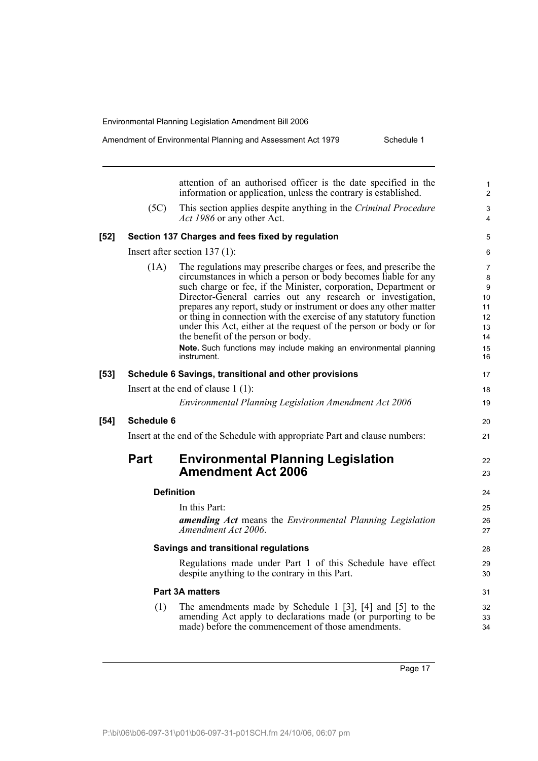attention of an authorised officer is the date specified in the information or application, unless the contrary is established.

(5C) This section applies despite anything in the *Criminal Procedure Act 1986* or any other Act.

**[52] Section 137 Charges and fees fixed by regulation**

Insert after section 137 (1):

(1A) The regulations may prescribe charges or fees, and prescribe the circumstances in which a person or body becomes liable for any such charge or fee, if the Minister, corporation, Department or Director-General carries out any research or investigation, prepares any report, study or instrument or does any other matter or thing in connection with the exercise of any statutory function under this Act, either at the request of the person or body or for the benefit of the person or body.

**Note.** Such functions may include making an environmental planning instrument.

**[53] Schedule 6 Savings, transitional and other provisions**

Insert at the end of clause 1 (1):

*Environmental Planning Legislation Amendment Act 2006*

**[54] Schedule 6**

Insert at the end of the Schedule with appropriate Part and clause numbers:

## Part Environmental Planning Legislation Amendment Act 2006

**Definition**

In this Part:

***amending Act*** means the *Environmental Planning Legislation Amendment Act 2006*.

**Savings and transitional regulations**

Regulations made under Part 1 of this Schedule have effect despite anything to the contrary in this Part.

**Part 3A matters**

(1) The amendments made by Schedule 1 [3], [4] and [5] to the amending Act apply to declarations made (or purporting to be made) before the commencement of those amendments.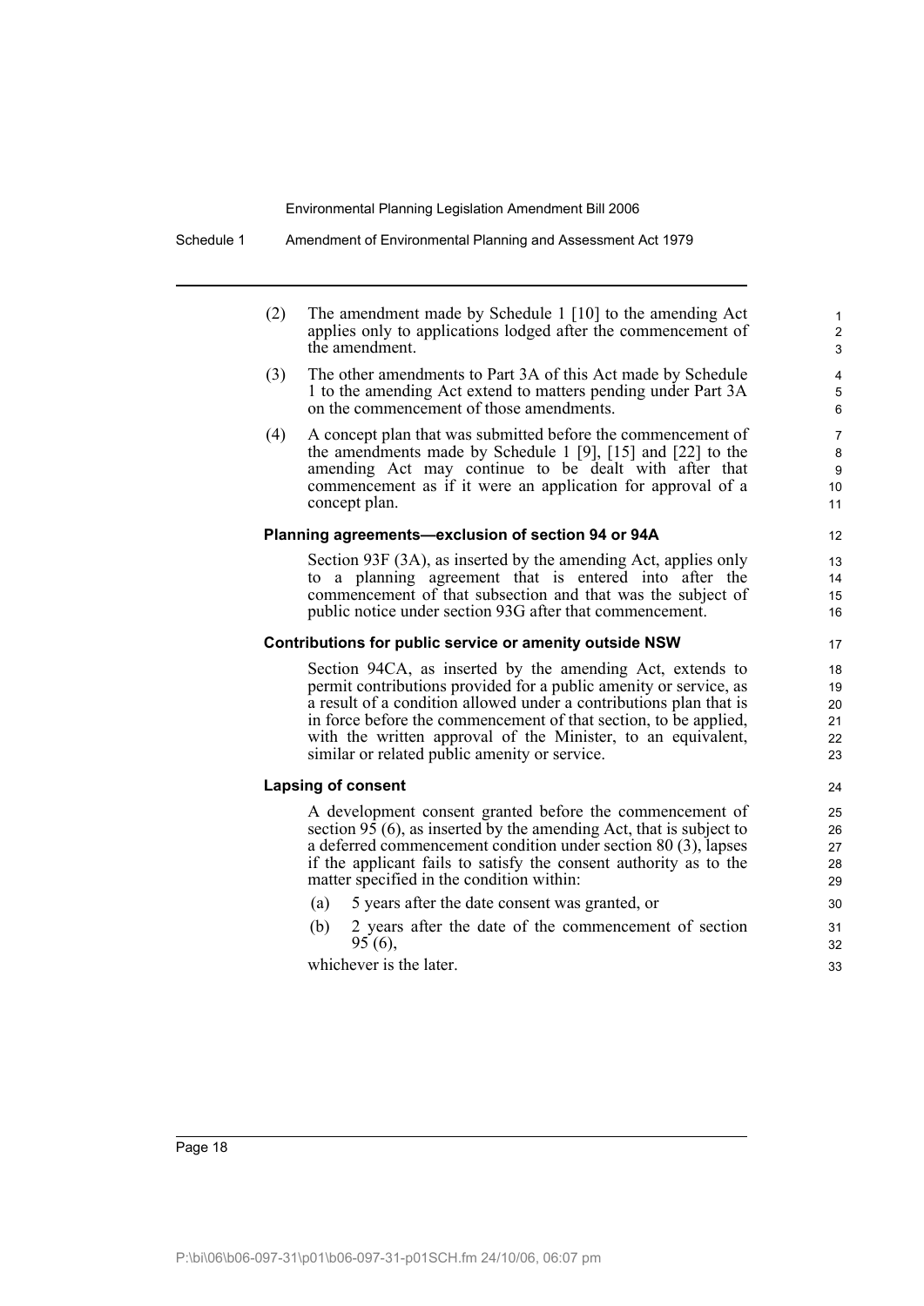(2) The amendment made by Schedule 1 [10] to the amending Act applies only to applications lodged after the commencement of the amendment.

(3) The other amendments to Part 3A of this Act made by Schedule 1 to the amending Act extend to matters pending under Part 3A on the commencement of those amendments.

(4) A concept plan that was submitted before the commencement of the amendments made by Schedule 1 [9], [15] and [22] to the amending Act may continue to be dealt with after that commencement as if it were an application for approval of a concept plan.

#### Planning agreements—exclusion of section 94 or 94A

Section 93F (3A), as inserted by the amending Act, applies only to a planning agreement that is entered into after the commencement of that subsection and that was the subject of public notice under section 93G after that commencement.

#### Contributions for public service or amenity outside NSW

Section 94CA, as inserted by the amending Act, extends to permit contributions provided for a public amenity or service, as a result of a condition allowed under a contributions plan that is in force before the commencement of that section, to be applied, with the written approval of the Minister, to an equivalent, similar or related public amenity or service.

#### Lapsing of consent

A development consent granted before the commencement of section 95 (6), as inserted by the amending Act, that is subject to a deferred commencement condition under section 80 (3), lapses if the applicant fails to satisfy the consent authority as to the matter specified in the condition within:

(a) 5 years after the date consent was granted, or

(b) 2 years after the date of the commencement of section 95 (6),

whichever is the later.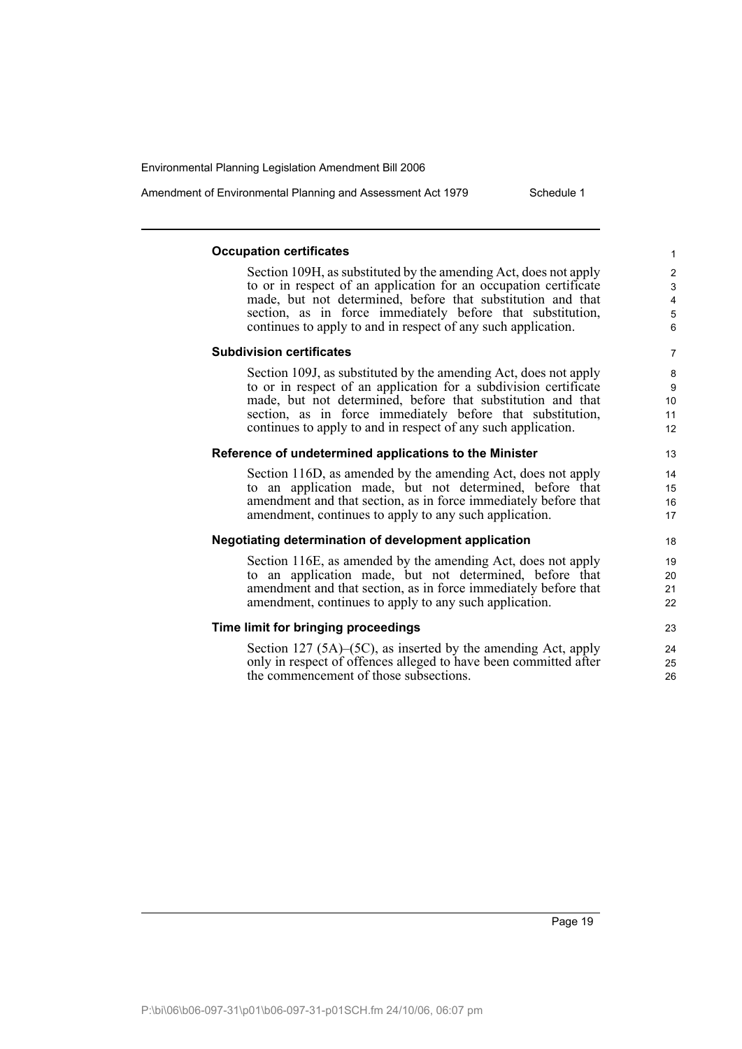#### Occupation certificates

Section 109H, as substituted by the amending Act, does not apply to or in respect of an application for an occupation certificate made, but not determined, before that substitution and that section, as in force immediately before that substitution, continues to apply to and in respect of any such application.

#### Subdivision certificates

Section 109J, as substituted by the amending Act, does not apply to or in respect of an application for a subdivision certificate made, but not determined, before that substitution and that section, as in force immediately before that substitution, continues to apply to and in respect of any such application.

#### Reference of undetermined applications to the Minister

Section 116D, as amended by the amending Act, does not apply to an application made, but not determined, before that amendment and that section, as in force immediately before that amendment, continues to apply to any such application.

#### Negotiating determination of development application

Section 116E, as amended by the amending Act, does not apply to an application made, but not determined, before that amendment and that section, as in force immediately before that amendment, continues to apply to any such application.

#### Time limit for bringing proceedings

Section 127 (5A)–(5C), as inserted by the amending Act, apply only in respect of offences alleged to have been committed after the commencement of those subsections.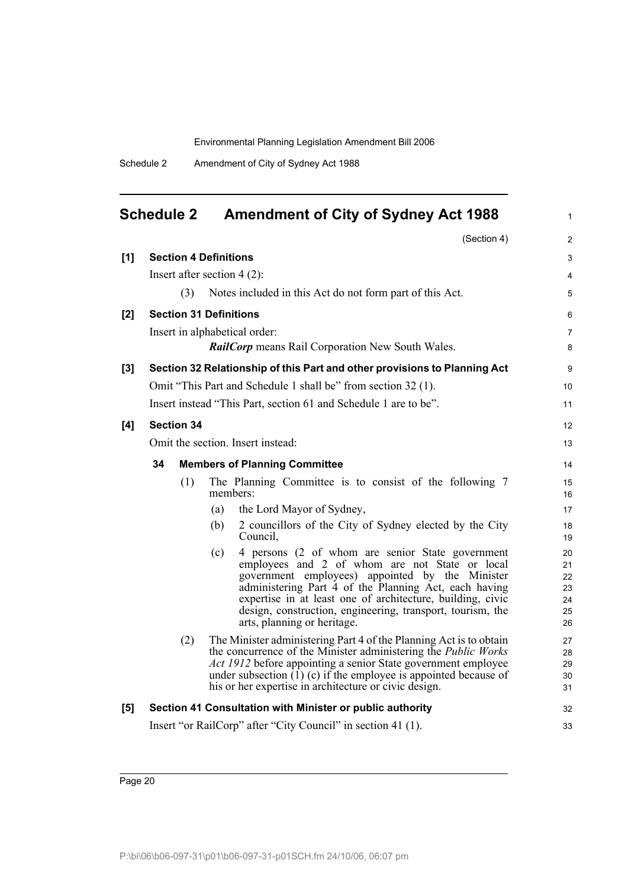## Schedule 2 Amendment of City of Sydney Act 1988

(Section 4)

**[1] Section 4 Definitions**

Insert after section 4 (2):

(3) Notes included in this Act do not form part of this Act.

**[2] Section 31 Definitions**

Insert in alphabetical order:

***RailCorp*** means Rail Corporation New South Wales.

**[3] Section 32 Relationship of this Part and other provisions to Planning Act**

Omit "This Part and Schedule 1 shall be" from section 32 (1).

Insert instead "This Part, section 61 and Schedule 1 are to be".

**[4] Section 34**

Omit the section. Insert instead:

**34 Members of Planning Committee**

(1) The Planning Committee is to consist of the following 7 members:

- (a) the Lord Mayor of Sydney,
- (b) 2 councillors of the City of Sydney elected by the City Council,
- (c) 4 persons (2 of whom are senior State government employees and 2 of whom are not State or local government employees) appointed by the Minister administering Part 4 of the Planning Act, each having expertise in at least one of architecture, building, civic design, construction, engineering, transport, tourism, the arts, planning or heritage.

(2) The Minister administering Part 4 of the Planning Act is to obtain the concurrence of the Minister administering the *Public Works Act 1912* before appointing a senior State government employee under subsection (1) (c) if the employee is appointed because of his or her expertise in architecture or civic design.

**[5] Section 41 Consultation with Minister or public authority**

Insert "or RailCorp" after "City Council" in section 41 (1).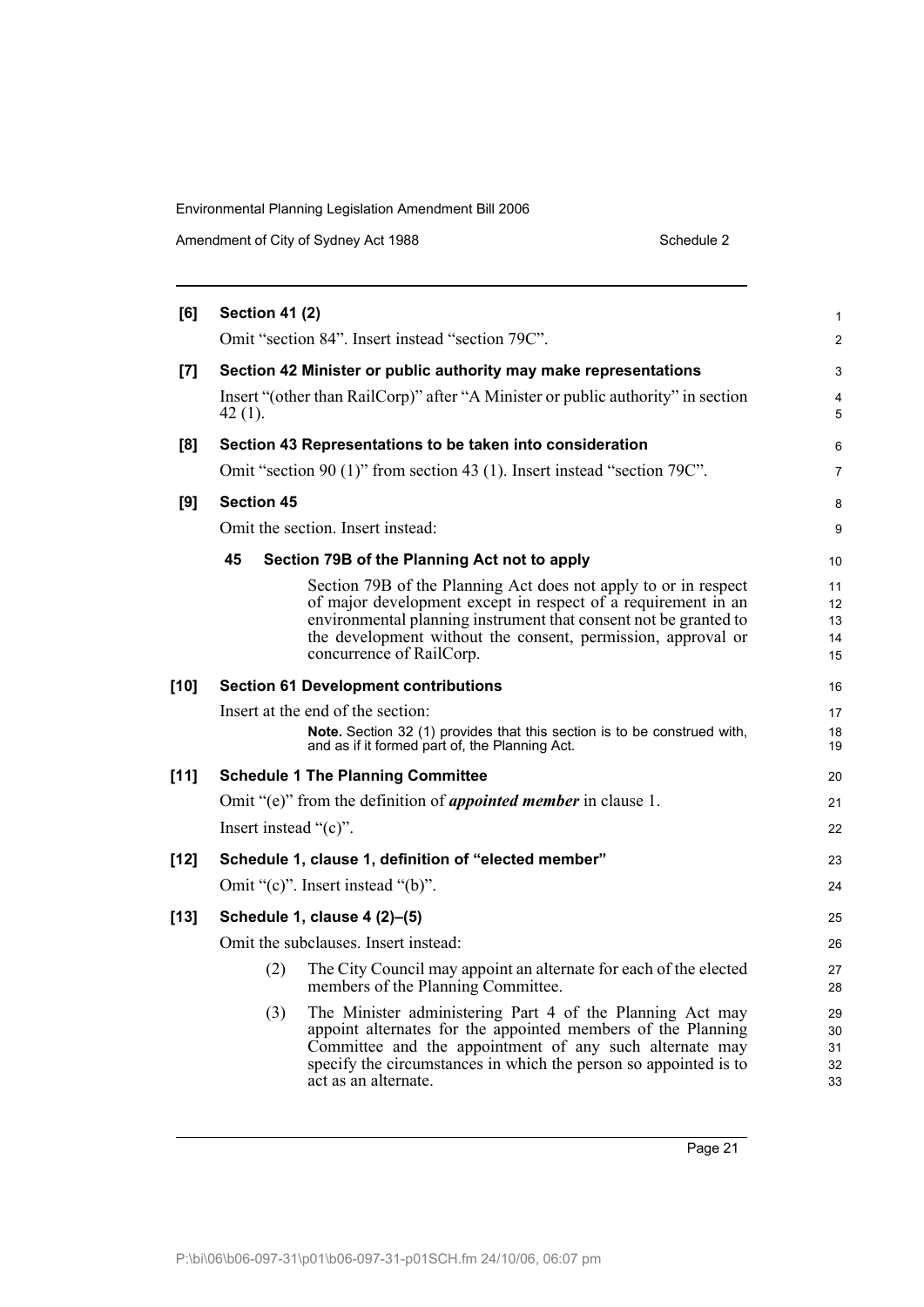**[6] Section 41 (2)**

Omit "section 84". Insert instead "section 79C".

**[7] Section 42 Minister or public authority may make representations**

Insert "(other than RailCorp)" after "A Minister or public authority" in section 42 (1).

**[8] Section 43 Representations to be taken into consideration**

Omit "section 90 (1)" from section 43 (1). Insert instead "section 79C".

**[9] Section 45**

Omit the section. Insert instead:

**45 Section 79B of the Planning Act not to apply**

Section 79B of the Planning Act does not apply to or in respect of major development except in respect of a requirement in an environmental planning instrument that consent not be granted to the development without the consent, permission, approval or concurrence of RailCorp.

**[10] Section 61 Development contributions**

Insert at the end of the section:

**Note.** Section 32 (1) provides that this section is to be construed with, and as if it formed part of, the Planning Act.

**[11] Schedule 1 The Planning Committee**

Omit "(e)" from the definition of ***appointed member*** in clause 1.

Insert instead "(c)".

**[12] Schedule 1, clause 1, definition of "elected member"**

Omit "(c)". Insert instead "(b)".

**[13] Schedule 1, clause 4 (2)–(5)**

Omit the subclauses. Insert instead:

(2) The City Council may appoint an alternate for each of the elected members of the Planning Committee.

(3) The Minister administering Part 4 of the Planning Act may appoint alternates for the appointed members of the Planning Committee and the appointment of any such alternate may specify the circumstances in which the person so appointed is to act as an alternate.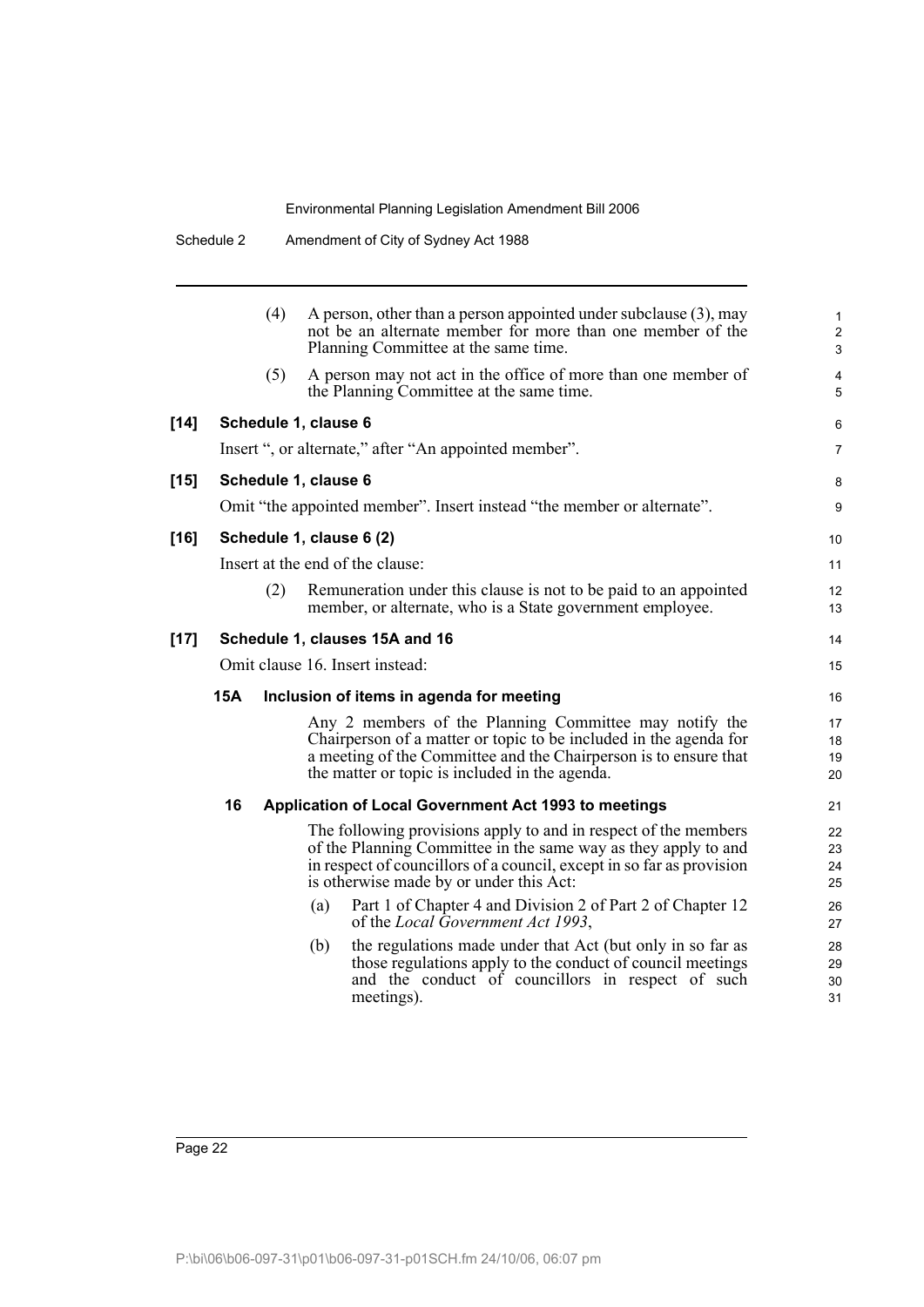(4) A person, other than a person appointed under subclause (3), may not be an alternate member for more than one member of the Planning Committee at the same time.

(5) A person may not act in the office of more than one member of the Planning Committee at the same time.

**[14] Schedule 1, clause 6**

Insert ", or alternate," after "An appointed member".

**[15] Schedule 1, clause 6**

Omit "the appointed member". Insert instead "the member or alternate".

**[16] Schedule 1, clause 6 (2)**

Insert at the end of the clause:

(2) Remuneration under this clause is not to be paid to an appointed member, or alternate, who is a State government employee.

**[17] Schedule 1, clauses 15A and 16**

Omit clause 16. Insert instead:

**15A Inclusion of items in agenda for meeting**

Any 2 members of the Planning Committee may notify the Chairperson of a matter or topic to be included in the agenda for a meeting of the Committee and the Chairperson is to ensure that the matter or topic is included in the agenda.

**16 Application of Local Government Act 1993 to meetings**

The following provisions apply to and in respect of the members of the Planning Committee in the same way as they apply to and in respect of councillors of a council, except in so far as provision is otherwise made by or under this Act:

(a) Part 1 of Chapter 4 and Division 2 of Part 2 of Chapter 12 of the *Local Government Act 1993*,

(b) the regulations made under that Act (but only in so far as those regulations apply to the conduct of council meetings and the conduct of councillors in respect of such meetings).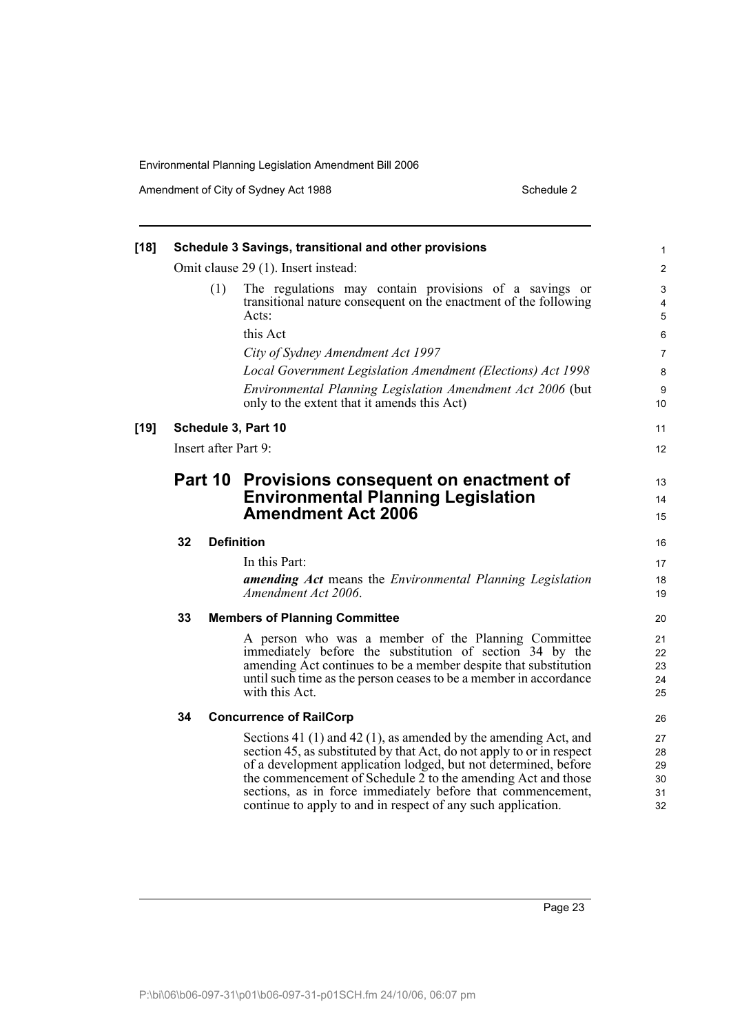**[18] Schedule 3 Savings, transitional and other provisions**

Omit clause 29 (1). Insert instead:

(1) The regulations may contain provisions of a savings or transitional nature consequent on the enactment of the following Acts:

this Act

*City of Sydney Amendment Act 1997*

*Local Government Legislation Amendment (Elections) Act 1998*

*Environmental Planning Legislation Amendment Act 2006* (but only to the extent that it amends this Act)

**[19] Schedule 3, Part 10**

Insert after Part 9:

## Part 10 Provisions consequent on enactment of Environmental Planning Legislation Amendment Act 2006

### 32 Definition

In this Part:

***amending Act*** means the *Environmental Planning Legislation Amendment Act 2006*.

### 33 Members of Planning Committee

A person who was a member of the Planning Committee immediately before the substitution of section 34 by the amending Act continues to be a member despite that substitution until such time as the person ceases to be a member in accordance with this Act.

### 34 Concurrence of RailCorp

Sections 41 (1) and 42 (1), as amended by the amending Act, and section 45, as substituted by that Act, do not apply to or in respect of a development application lodged, but not determined, before the commencement of Schedule 2 to the amending Act and those sections, as in force immediately before that commencement, continue to apply to and in respect of any such application.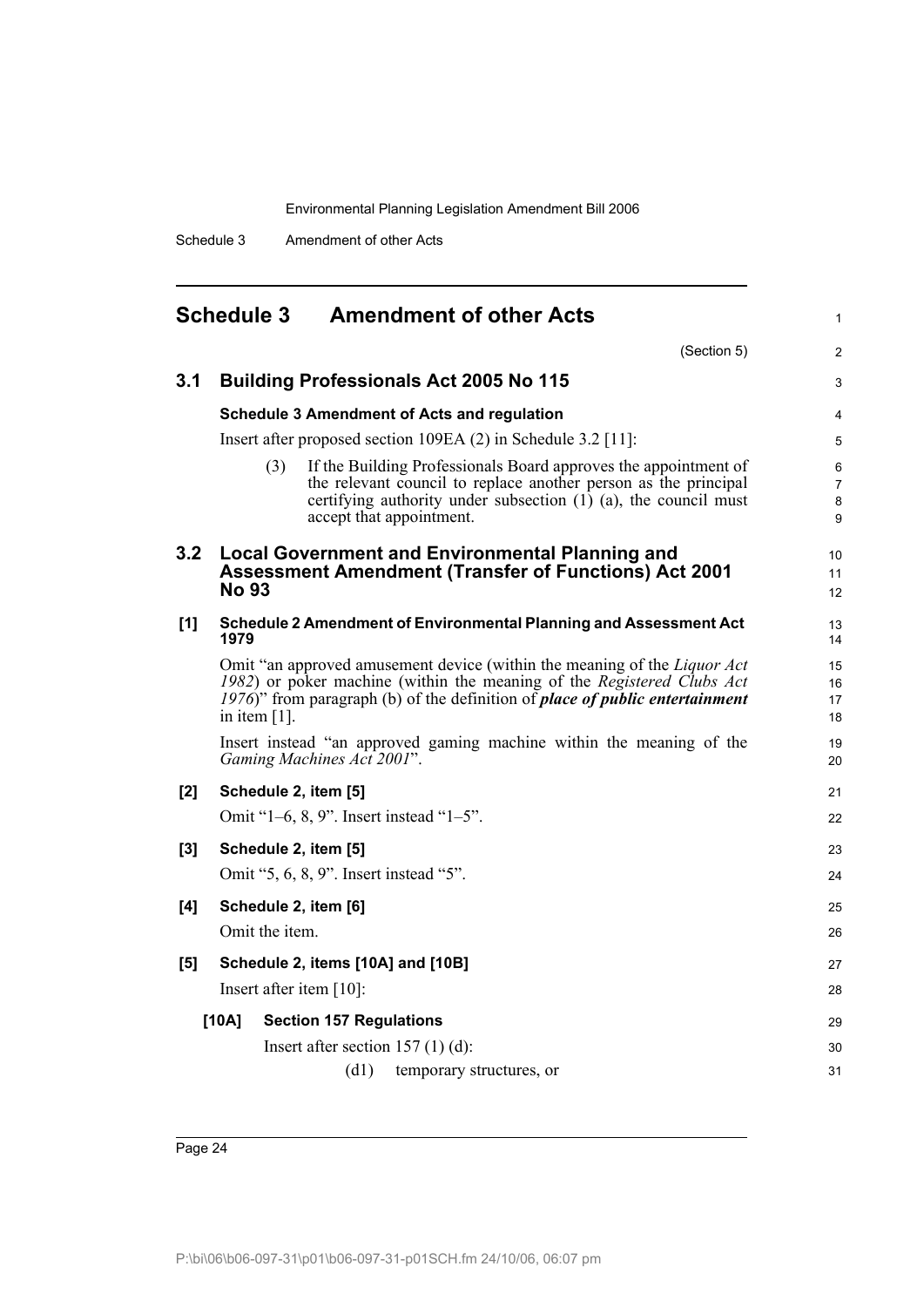# Schedule 3 Amendment of other Acts

(Section 5)

## 3.1 Building Professionals Act 2005 No 115

**Schedule 3 Amendment of Acts and regulation**

Insert after proposed section 109EA (2) in Schedule 3.2 [11]:

> (3) If the Building Professionals Board approves the appointment of the relevant council to replace another person as the principal certifying authority under subsection (1) (a), the council must accept that appointment.

## 3.2 Local Government and Environmental Planning and Assessment Amendment (Transfer of Functions) Act 2001 No 93

**[1] Schedule 2 Amendment of Environmental Planning and Assessment Act 1979**

Omit "an approved amusement device (within the meaning of the *Liquor Act 1982*) or poker machine (within the meaning of the *Registered Clubs Act 1976*)" from paragraph (b) of the definition of ***place of public entertainment*** in item [1].

Insert instead "an approved gaming machine within the meaning of the *Gaming Machines Act 2001*".

**[2] Schedule 2, item [5]**

Omit "1–6, 8, 9". Insert instead "1–5".

**[3] Schedule 2, item [5]**

Omit "5, 6, 8, 9". Insert instead "5".

**[4] Schedule 2, item [6]**

Omit the item.

**[5] Schedule 2, items [10A] and [10B]**

Insert after item [10]:

> **[10A] Section 157 Regulations**
>
> Insert after section 157 (1) (d):
>
> (d1) temporary structures, or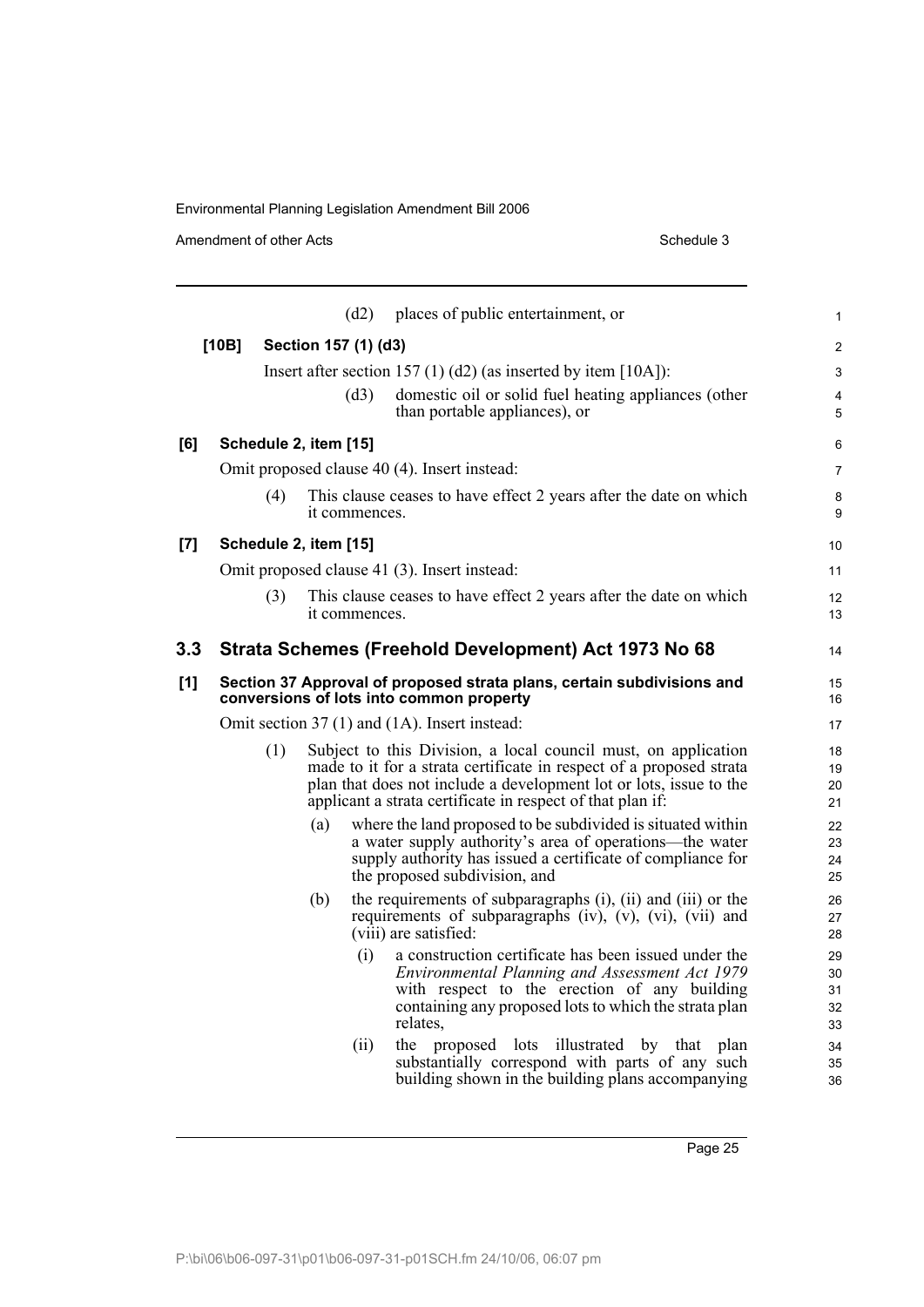(d2) places of public entertainment, or

**[10B] Section 157 (1) (d3)**

Insert after section 157 (1) (d2) (as inserted by item [10A]):

(d3) domestic oil or solid fuel heating appliances (other than portable appliances), or

**[6] Schedule 2, item [15]**

Omit proposed clause 40 (4). Insert instead:

(4) This clause ceases to have effect 2 years after the date on which it commences.

**[7] Schedule 2, item [15]**

Omit proposed clause 41 (3). Insert instead:

(3) This clause ceases to have effect 2 years after the date on which it commences.

## 3.3 Strata Schemes (Freehold Development) Act 1973 No 68

**[1] Section 37 Approval of proposed strata plans, certain subdivisions and conversions of lots into common property**

Omit section 37 (1) and (1A). Insert instead:

(1) Subject to this Division, a local council must, on application made to it for a strata certificate in respect of a proposed strata plan that does not include a development lot or lots, issue to the applicant a strata certificate in respect of that plan if:

(a) where the land proposed to be subdivided is situated within a water supply authority's area of operations—the water supply authority has issued a certificate of compliance for the proposed subdivision, and

(b) the requirements of subparagraphs (i), (ii) and (iii) or the requirements of subparagraphs (iv), (v), (vi), (vii) and (viii) are satisfied:

(i) a construction certificate has been issued under the *Environmental Planning and Assessment Act 1979* with respect to the erection of any building containing any proposed lots to which the strata plan relates,

(ii) the proposed lots illustrated by that plan substantially correspond with parts of any such building shown in the building plans accompanying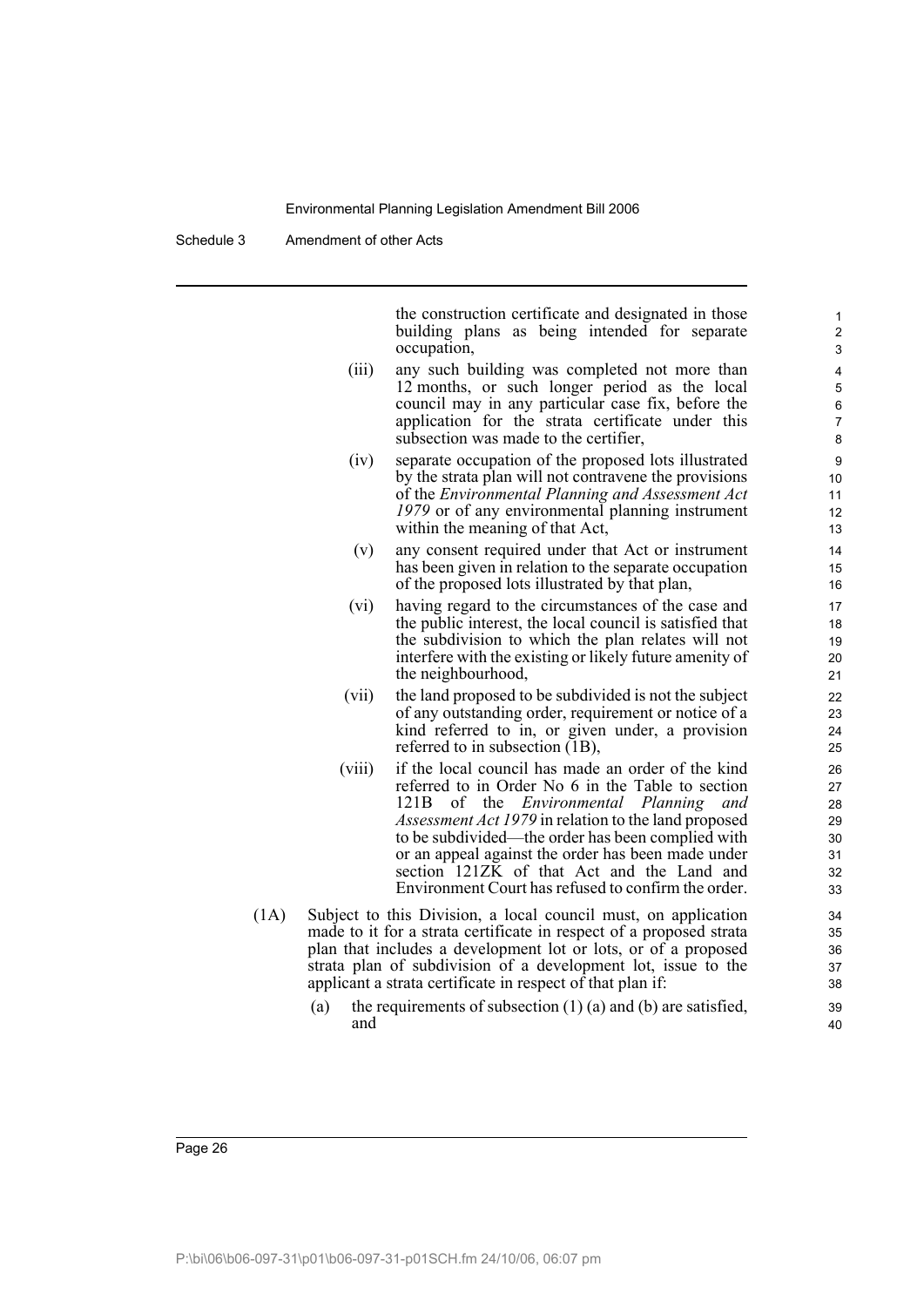the construction certificate and designated in those building plans as being intended for separate occupation,

(iii) any such building was completed not more than 12 months, or such longer period as the local council may in any particular case fix, before the application for the strata certificate under this subsection was made to the certifier,

(iv) separate occupation of the proposed lots illustrated by the strata plan will not contravene the provisions of the *Environmental Planning and Assessment Act 1979* or of any environmental planning instrument within the meaning of that Act,

(v) any consent required under that Act or instrument has been given in relation to the separate occupation of the proposed lots illustrated by that plan,

(vi) having regard to the circumstances of the case and the public interest, the local council is satisfied that the subdivision to which the plan relates will not interfere with the existing or likely future amenity of the neighbourhood,

(vii) the land proposed to be subdivided is not the subject of any outstanding order, requirement or notice of a kind referred to in, or given under, a provision referred to in subsection (1B),

(viii) if the local council has made an order of the kind referred to in Order No 6 in the Table to section 121B of the *Environmental Planning and Assessment Act 1979* in relation to the land proposed to be subdivided—the order has been complied with or an appeal against the order has been made under section 121ZK of that Act and the Land and Environment Court has refused to confirm the order.

(1A) Subject to this Division, a local council must, on application made to it for a strata certificate in respect of a proposed strata plan that includes a development lot or lots, or of a proposed strata plan of subdivision of a development lot, issue to the applicant a strata certificate in respect of that plan if:

(a) the requirements of subsection (1) (a) and (b) are satisfied, and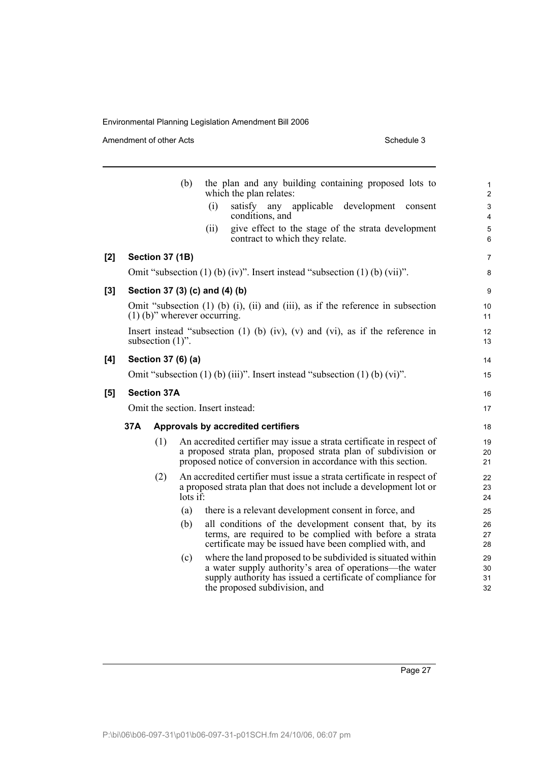(b) the plan and any building containing proposed lots to which the plan relates:

(i) satisfy any applicable development consent conditions, and

(ii) give effect to the stage of the strata development contract to which they relate.

**[2] Section 37 (1B)**

Omit "subsection (1) (b) (iv)". Insert instead "subsection (1) (b) (vii)".

**[3] Section 37 (3) (c) and (4) (b)**

Omit "subsection (1) (b) (i), (ii) and (iii), as if the reference in subsection (1) (b)" wherever occurring.

Insert instead "subsection (1) (b) (iv), (v) and (vi), as if the reference in subsection (1)".

**[4] Section 37 (6) (a)**

Omit "subsection (1) (b) (iii)". Insert instead "subsection (1) (b) (vi)".

**[5] Section 37A**

Omit the section. Insert instead:

**37A Approvals by accredited certifiers**

(1) An accredited certifier may issue a strata certificate in respect of a proposed strata plan, proposed strata plan of subdivision or proposed notice of conversion in accordance with this section.

(2) An accredited certifier must issue a strata certificate in respect of a proposed strata plan that does not include a development lot or lots if:

(a) there is a relevant development consent in force, and

(b) all conditions of the development consent that, by its terms, are required to be complied with before a strata certificate may be issued have been complied with, and

(c) where the land proposed to be subdivided is situated within a water supply authority's area of operations—the water supply authority has issued a certificate of compliance for the proposed subdivision, and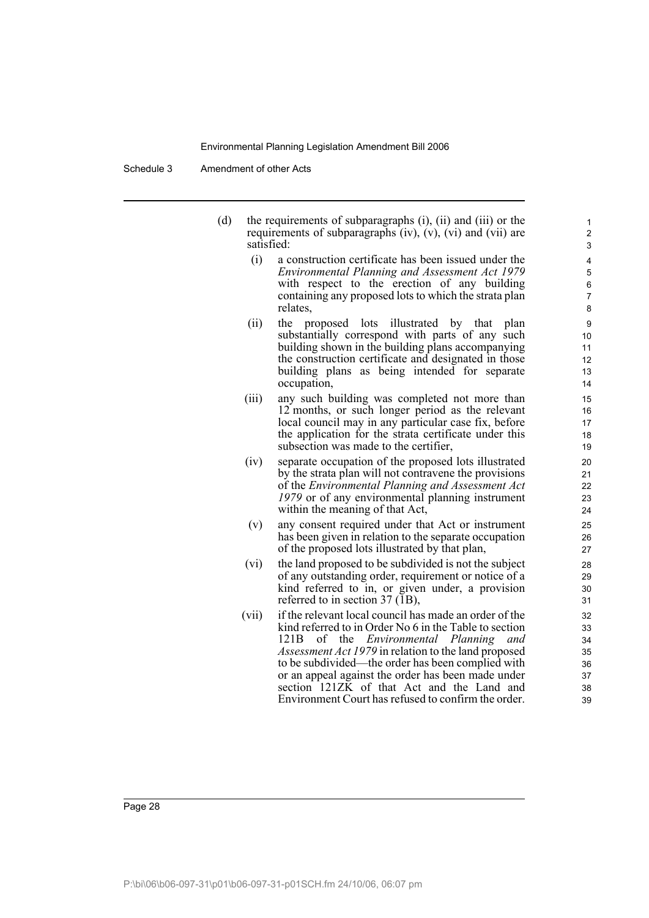(d) the requirements of subparagraphs (i), (ii) and (iii) or the requirements of subparagraphs (iv), (v), (vi) and (vii) are satisfied:

(i) a construction certificate has been issued under the *Environmental Planning and Assessment Act 1979* with respect to the erection of any building containing any proposed lots to which the strata plan relates,

(ii) the proposed lots illustrated by that plan substantially correspond with parts of any such building shown in the building plans accompanying the construction certificate and designated in those building plans as being intended for separate occupation,

(iii) any such building was completed not more than 12 months, or such longer period as the relevant local council may in any particular case fix, before the application for the strata certificate under this subsection was made to the certifier,

(iv) separate occupation of the proposed lots illustrated by the strata plan will not contravene the provisions of the *Environmental Planning and Assessment Act 1979* or of any environmental planning instrument within the meaning of that Act,

(v) any consent required under that Act or instrument has been given in relation to the separate occupation of the proposed lots illustrated by that plan,

(vi) the land proposed to be subdivided is not the subject of any outstanding order, requirement or notice of a kind referred to in, or given under, a provision referred to in section 37 (1B),

(vii) if the relevant local council has made an order of the kind referred to in Order No 6 in the Table to section 121B of the *Environmental Planning and Assessment Act 1979* in relation to the land proposed to be subdivided—the order has been complied with or an appeal against the order has been made under section 121ZK of that Act and the Land and Environment Court has refused to confirm the order.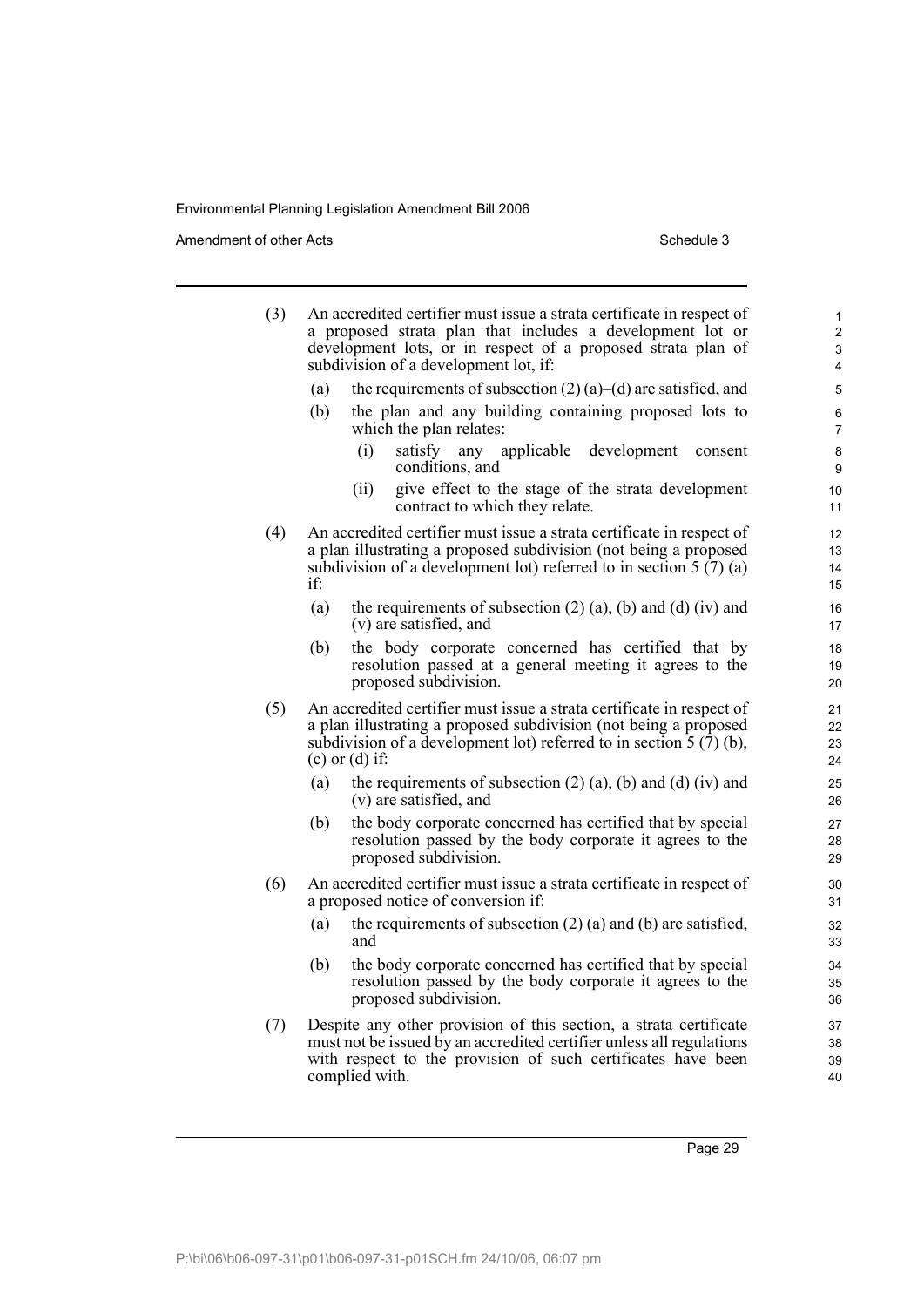(3) An accredited certifier must issue a strata certificate in respect of a proposed strata plan that includes a development lot or development lots, or in respect of a proposed strata plan of subdivision of a development lot, if:

  (a) the requirements of subsection (2) (a)–(d) are satisfied, and

  (b) the plan and any building containing proposed lots to which the plan relates:

    (i) satisfy any applicable development consent conditions, and

    (ii) give effect to the stage of the strata development contract to which they relate.

(4) An accredited certifier must issue a strata certificate in respect of a plan illustrating a proposed subdivision (not being a proposed subdivision of a development lot) referred to in section 5 (7) (a) if:

  (a) the requirements of subsection (2) (a), (b) and (d) (iv) and (v) are satisfied, and

  (b) the body corporate concerned has certified that by resolution passed at a general meeting it agrees to the proposed subdivision.

(5) An accredited certifier must issue a strata certificate in respect of a plan illustrating a proposed subdivision (not being a proposed subdivision of a development lot) referred to in section 5 (7) (b), (c) or (d) if:

  (a) the requirements of subsection (2) (a), (b) and (d) (iv) and (v) are satisfied, and

  (b) the body corporate concerned has certified that by special resolution passed by the body corporate it agrees to the proposed subdivision.

(6) An accredited certifier must issue a strata certificate in respect of a proposed notice of conversion if:

  (a) the requirements of subsection (2) (a) and (b) are satisfied, and

  (b) the body corporate concerned has certified that by special resolution passed by the body corporate it agrees to the proposed subdivision.

(7) Despite any other provision of this section, a strata certificate must not be issued by an accredited certifier unless all regulations with respect to the provision of such certificates have been complied with.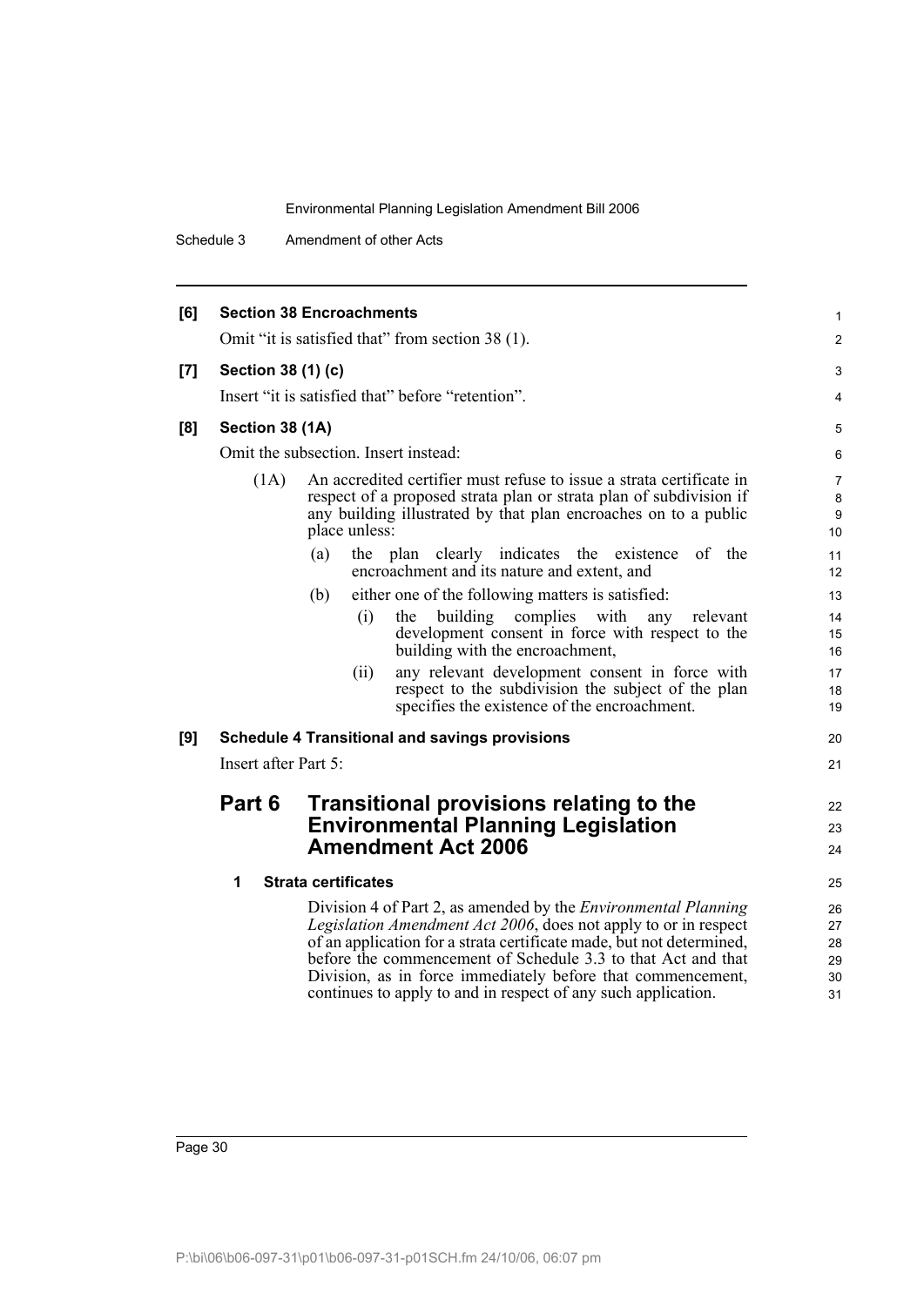**[6] Section 38 Encroachments**

Omit "it is satisfied that" from section 38 (1).

**[7] Section 38 (1) (c)**

Insert "it is satisfied that" before "retention".

**[8] Section 38 (1A)**

Omit the subsection. Insert instead:

(1A) An accredited certifier must refuse to issue a strata certificate in respect of a proposed strata plan or strata plan of subdivision if any building illustrated by that plan encroaches on to a public place unless:

(a) the plan clearly indicates the existence of the encroachment and its nature and extent, and

(b) either one of the following matters is satisfied:

(i) the building complies with any relevant development consent in force with respect to the building with the encroachment,

(ii) any relevant development consent in force with respect to the subdivision the subject of the plan specifies the existence of the encroachment.

**[9] Schedule 4 Transitional and savings provisions**

Insert after Part 5:

## Part 6 Transitional provisions relating to the Environmental Planning Legislation Amendment Act 2006

### 1 Strata certificates

Division 4 of Part 2, as amended by the *Environmental Planning Legislation Amendment Act 2006*, does not apply to or in respect of an application for a strata certificate made, but not determined, before the commencement of Schedule 3.3 to that Act and that Division, as in force immediately before that commencement, continues to apply to and in respect of any such application.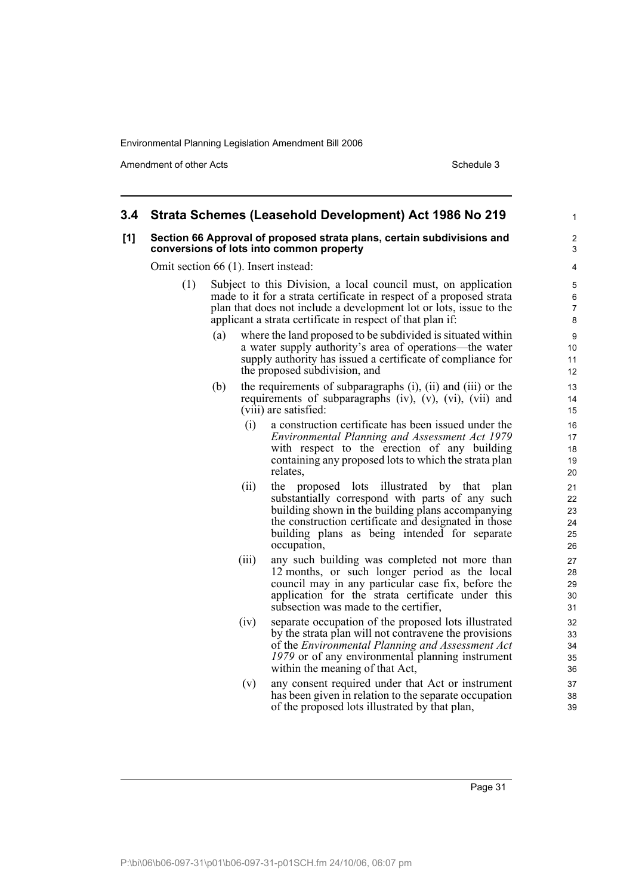## 3.4 Strata Schemes (Leasehold Development) Act 1986 No 219

**[1] Section 66 Approval of proposed strata plans, certain subdivisions and conversions of lots into common property**

Omit section 66 (1). Insert instead:

(1) Subject to this Division, a local council must, on application made to it for a strata certificate in respect of a proposed strata plan that does not include a development lot or lots, issue to the applicant a strata certificate in respect of that plan if:

(a) where the land proposed to be subdivided is situated within a water supply authority's area of operations—the water supply authority has issued a certificate of compliance for the proposed subdivision, and

(b) the requirements of subparagraphs (i), (ii) and (iii) or the requirements of subparagraphs (iv), (v), (vi), (vii) and (viii) are satisfied:

(i) a construction certificate has been issued under the *Environmental Planning and Assessment Act 1979* with respect to the erection of any building containing any proposed lots to which the strata plan relates,

(ii) the proposed lots illustrated by that plan substantially correspond with parts of any such building shown in the building plans accompanying the construction certificate and designated in those building plans as being intended for separate occupation,

(iii) any such building was completed not more than 12 months, or such longer period as the local council may in any particular case fix, before the application for the strata certificate under this subsection was made to the certifier,

(iv) separate occupation of the proposed lots illustrated by the strata plan will not contravene the provisions of the *Environmental Planning and Assessment Act 1979* or of any environmental planning instrument within the meaning of that Act,

(v) any consent required under that Act or instrument has been given in relation to the separate occupation of the proposed lots illustrated by that plan,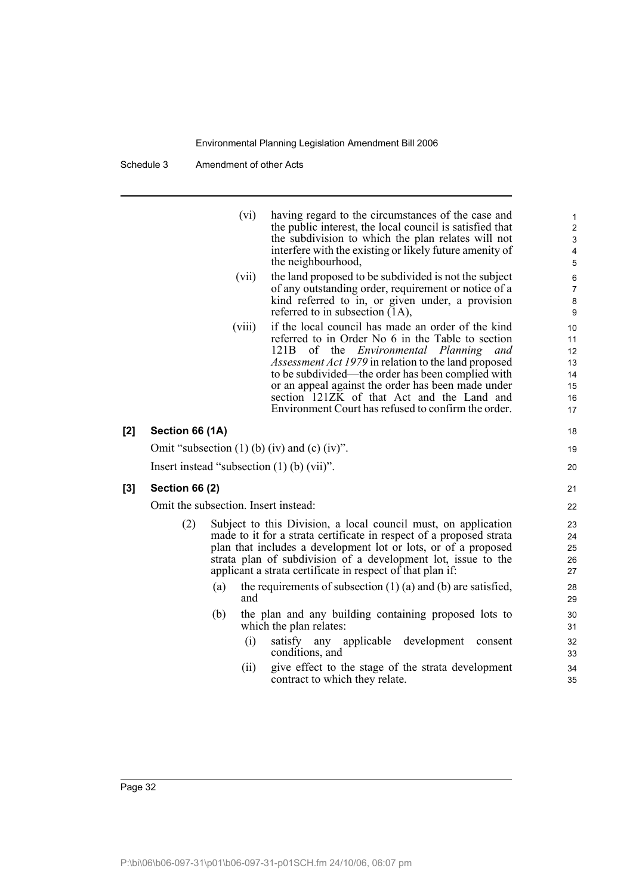(vi) having regard to the circumstances of the case and the public interest, the local council is satisfied that the subdivision to which the plan relates will not interfere with the existing or likely future amenity of the neighbourhood,

(vii) the land proposed to be subdivided is not the subject of any outstanding order, requirement or notice of a kind referred to in, or given under, a provision referred to in subsection (1A),

(viii) if the local council has made an order of the kind referred to in Order No 6 in the Table to section 121B of the *Environmental Planning and Assessment Act 1979* in relation to the land proposed to be subdivided—the order has been complied with or an appeal against the order has been made under section 121ZK of that Act and the Land and Environment Court has refused to confirm the order.

**[2] Section 66 (1A)**

Omit "subsection (1) (b) (iv) and (c) (iv)".

Insert instead "subsection (1) (b) (vii)".

**[3] Section 66 (2)**

Omit the subsection. Insert instead:

(2) Subject to this Division, a local council must, on application made to it for a strata certificate in respect of a proposed strata plan that includes a development lot or lots, or of a proposed strata plan of subdivision of a development lot, issue to the applicant a strata certificate in respect of that plan if:

(a) the requirements of subsection (1) (a) and (b) are satisfied, and

(b) the plan and any building containing proposed lots to which the plan relates:

(i) satisfy any applicable development consent conditions, and

(ii) give effect to the stage of the strata development contract to which they relate.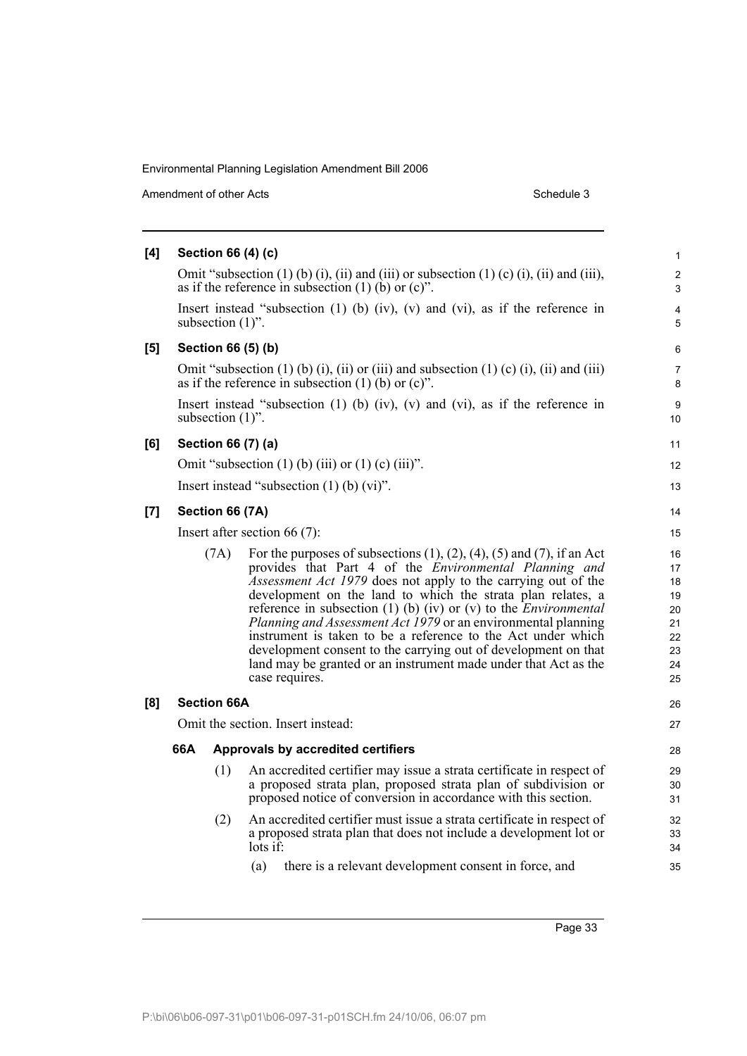**[4] Section 66 (4) (c)**

Omit "subsection (1) (b) (i), (ii) and (iii) or subsection (1) (c) (i), (ii) and (iii), as if the reference in subsection (1) (b) or (c)".

Insert instead "subsection (1) (b) (iv), (v) and (vi), as if the reference in subsection (1)".

**[5] Section 66 (5) (b)**

Omit "subsection (1) (b) (i), (ii) or (iii) and subsection (1) (c) (i), (ii) and (iii) as if the reference in subsection (1) (b) or (c)".

Insert instead "subsection (1) (b) (iv), (v) and (vi), as if the reference in subsection (1)".

**[6] Section 66 (7) (a)**

Omit "subsection (1) (b) (iii) or (1) (c) (iii)".

Insert instead "subsection (1) (b) (vi)".

**[7] Section 66 (7A)**

Insert after section 66 (7):

(7A) For the purposes of subsections (1), (2), (4), (5) and (7), if an Act provides that Part 4 of the *Environmental Planning and Assessment Act 1979* does not apply to the carrying out of the development on the land to which the strata plan relates, a reference in subsection (1) (b) (iv) or (v) to the *Environmental Planning and Assessment Act 1979* or an environmental planning instrument is taken to be a reference to the Act under which development consent to the carrying out of development on that land may be granted or an instrument made under that Act as the case requires.

**[8] Section 66A**

Omit the section. Insert instead:

**66A Approvals by accredited certifiers**

(1) An accredited certifier may issue a strata certificate in respect of a proposed strata plan, proposed strata plan of subdivision or proposed notice of conversion in accordance with this section.

(2) An accredited certifier must issue a strata certificate in respect of a proposed strata plan that does not include a development lot or lots if:

(a) there is a relevant development consent in force, and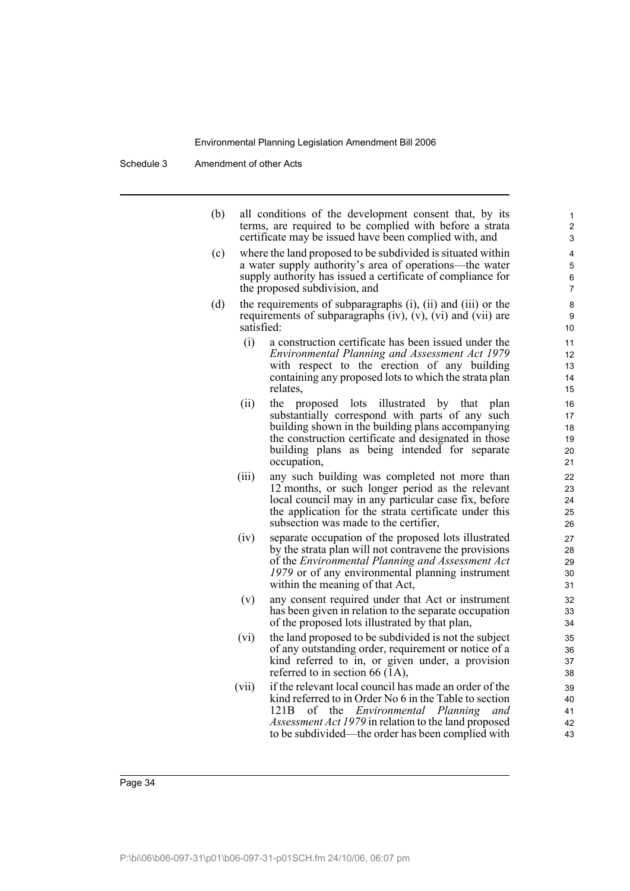(b) all conditions of the development consent that, by its terms, are required to be complied with before a strata certificate may be issued have been complied with, and

(c) where the land proposed to be subdivided is situated within a water supply authority's area of operations—the water supply authority has issued a certificate of compliance for the proposed subdivision, and

(d) the requirements of subparagraphs (i), (ii) and (iii) or the requirements of subparagraphs (iv), (v), (vi) and (vii) are satisfied:

  (i) a construction certificate has been issued under the *Environmental Planning and Assessment Act 1979* with respect to the erection of any building containing any proposed lots to which the strata plan relates,

  (ii) the proposed lots illustrated by that plan substantially correspond with parts of any such building shown in the building plans accompanying the construction certificate and designated in those building plans as being intended for separate occupation,

  (iii) any such building was completed not more than 12 months, or such longer period as the relevant local council may in any particular case fix, before the application for the strata certificate under this subsection was made to the certifier,

  (iv) separate occupation of the proposed lots illustrated by the strata plan will not contravene the provisions of the *Environmental Planning and Assessment Act 1979* or of any environmental planning instrument within the meaning of that Act,

  (v) any consent required under that Act or instrument has been given in relation to the separate occupation of the proposed lots illustrated by that plan,

  (vi) the land proposed to be subdivided is not the subject of any outstanding order, requirement or notice of a kind referred to in, or given under, a provision referred to in section 66 (1A),

  (vii) if the relevant local council has made an order of the kind referred to in Order No 6 in the Table to section 121B of the *Environmental Planning and Assessment Act 1979* in relation to the land proposed to be subdivided—the order has been complied with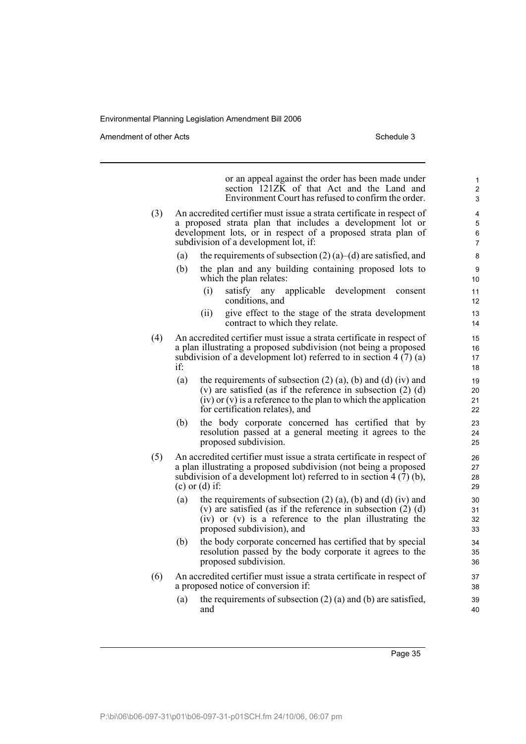or an appeal against the order has been made under section 121ZK of that Act and the Land and Environment Court has refused to confirm the order.

(3) An accredited certifier must issue a strata certificate in respect of a proposed strata plan that includes a development lot or development lots, or in respect of a proposed strata plan of subdivision of a development lot, if:

- (a) the requirements of subsection (2) (a)–(d) are satisfied, and
- (b) the plan and any building containing proposed lots to which the plan relates:
  - (i) satisfy any applicable development consent conditions, and
  - (ii) give effect to the stage of the strata development contract to which they relate.

(4) An accredited certifier must issue a strata certificate in respect of a plan illustrating a proposed subdivision (not being a proposed subdivision of a development lot) referred to in section 4 (7) (a) if:

- (a) the requirements of subsection (2) (a), (b) and (d) (iv) and (v) are satisfied (as if the reference in subsection (2) (d) (iv) or (v) is a reference to the plan to which the application for certification relates), and
- (b) the body corporate concerned has certified that by resolution passed at a general meeting it agrees to the proposed subdivision.

(5) An accredited certifier must issue a strata certificate in respect of a plan illustrating a proposed subdivision (not being a proposed subdivision of a development lot) referred to in section 4 (7) (b), (c) or (d) if:

- (a) the requirements of subsection (2) (a), (b) and (d) (iv) and (v) are satisfied (as if the reference in subsection (2) (d) (iv) or (v) is a reference to the plan illustrating the proposed subdivision), and
- (b) the body corporate concerned has certified that by special resolution passed by the body corporate it agrees to the proposed subdivision.

(6) An accredited certifier must issue a strata certificate in respect of a proposed notice of conversion if:

- (a) the requirements of subsection (2) (a) and (b) are satisfied, and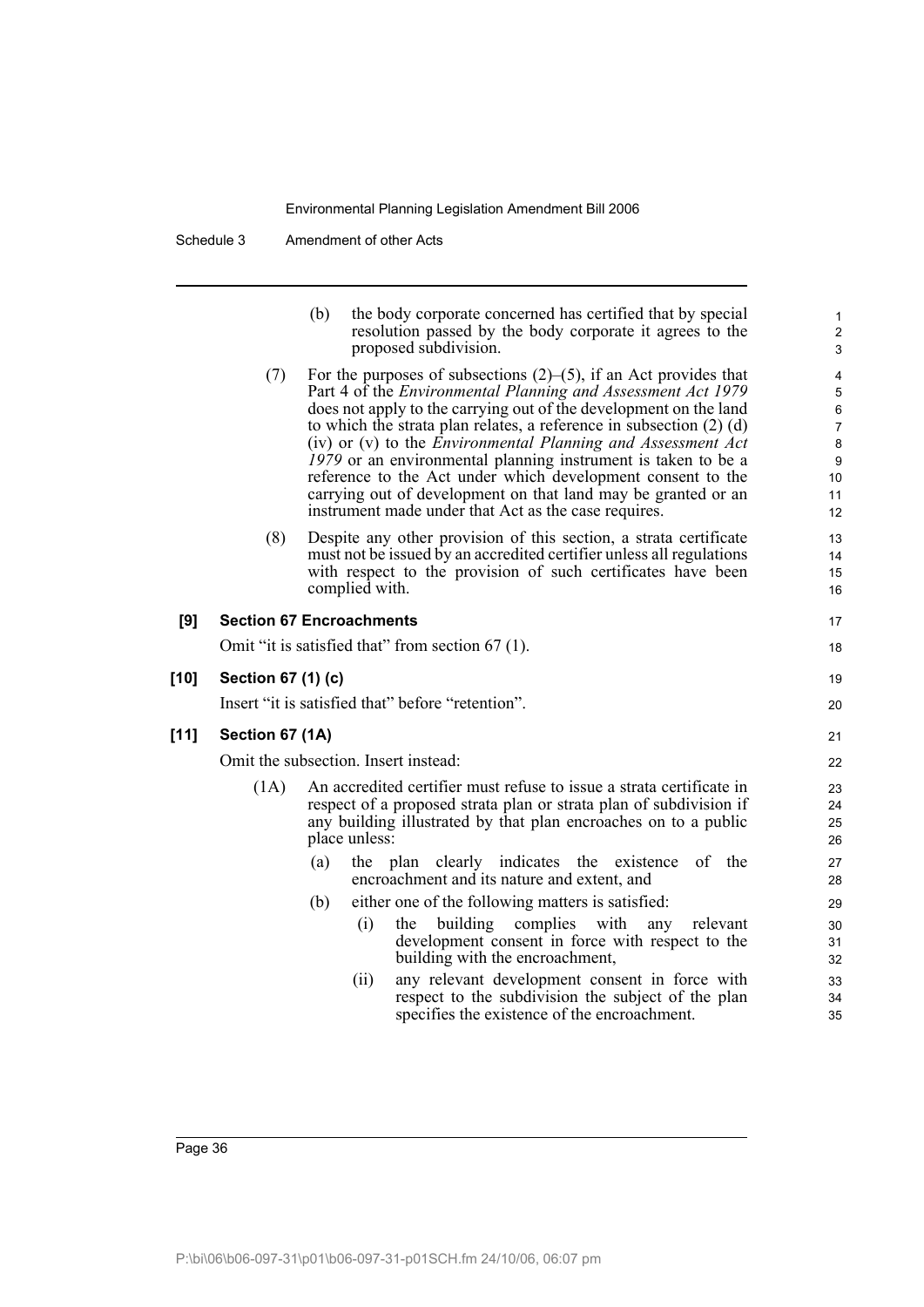(b) the body corporate concerned has certified that by special resolution passed by the body corporate it agrees to the proposed subdivision.

(7) For the purposes of subsections (2)–(5), if an Act provides that Part 4 of the *Environmental Planning and Assessment Act 1979* does not apply to the carrying out of the development on the land to which the strata plan relates, a reference in subsection (2) (d) (iv) or (v) to the *Environmental Planning and Assessment Act 1979* or an environmental planning instrument is taken to be a reference to the Act under which development consent to the carrying out of development on that land may be granted or an instrument made under that Act as the case requires.

(8) Despite any other provision of this section, a strata certificate must not be issued by an accredited certifier unless all regulations with respect to the provision of such certificates have been complied with.

**[9] Section 67 Encroachments**

Omit "it is satisfied that" from section 67 (1).

**[10] Section 67 (1) (c)**

Insert "it is satisfied that" before "retention".

**[11] Section 67 (1A)**

Omit the subsection. Insert instead:

(1A) An accredited certifier must refuse to issue a strata certificate in respect of a proposed strata plan or strata plan of subdivision if any building illustrated by that plan encroaches on to a public place unless:

(a) the plan clearly indicates the existence of the encroachment and its nature and extent, and

(b) either one of the following matters is satisfied:

(i) the building complies with any relevant development consent in force with respect to the building with the encroachment,

(ii) any relevant development consent in force with respect to the subdivision the subject of the plan specifies the existence of the encroachment.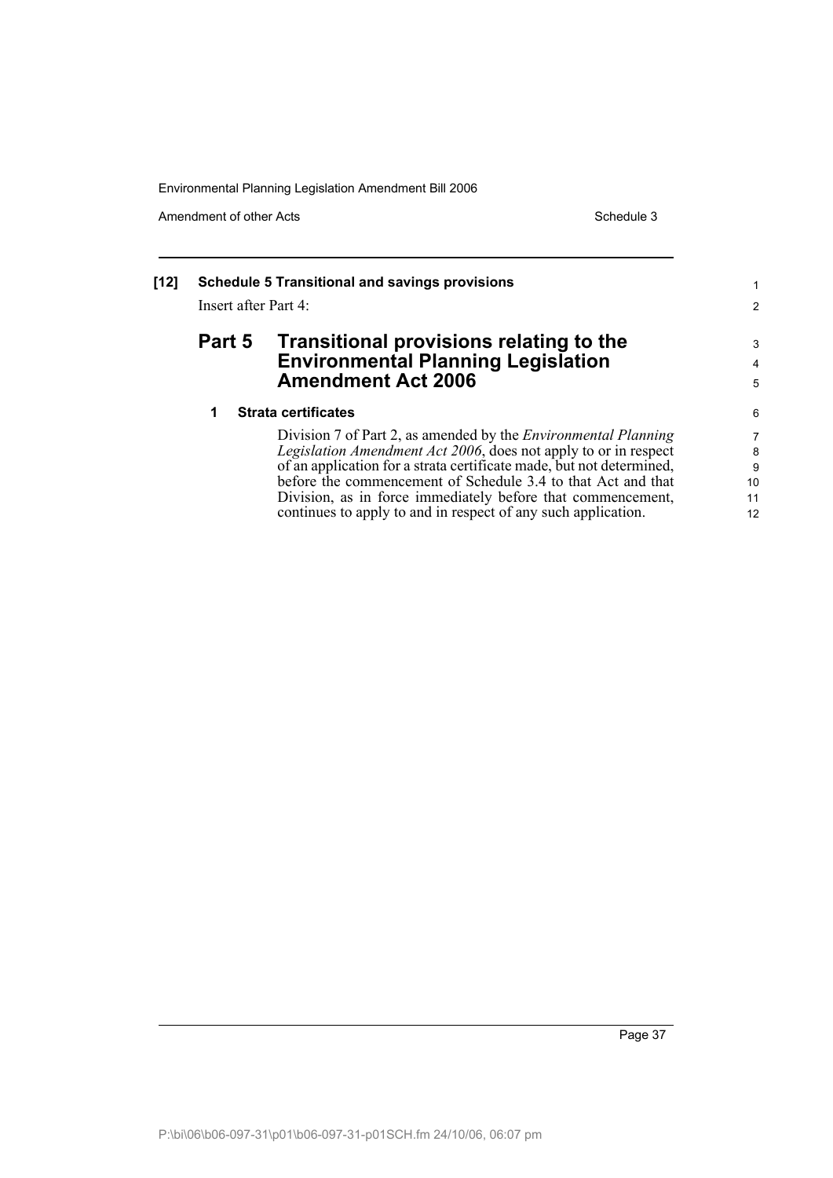**[12] Schedule 5 Transitional and savings provisions**

Insert after Part 4:

## Part 5 Transitional provisions relating to the Environmental Planning Legislation Amendment Act 2006

### 1 Strata certificates

Division 7 of Part 2, as amended by the *Environmental Planning Legislation Amendment Act 2006*, does not apply to or in respect of an application for a strata certificate made, but not determined, before the commencement of Schedule 3.4 to that Act and that Division, as in force immediately before that commencement, continues to apply to and in respect of any such application.